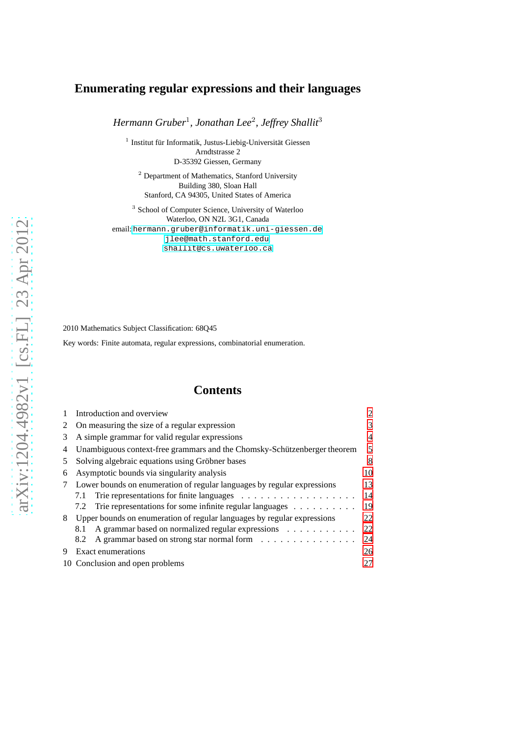# Enumerating regular expressions and their languages

*Hermann Gruber*[1], *Jonathan Lee*[2], *Jeffrey Shallit*[3]

[1] Institut für Informatik, Justus-Liebig-Universität Giessen
Arndtstrasse 2
D-35392 Giessen, Germany

[2] Department of Mathematics, Stanford University
Building 380, Sloan Hall
Stanford, CA 94305, United States of America

[3] School of Computer Science, University of Waterloo
Waterloo, ON N2L 3G1, Canada

email: hermann.gruber@informatik.uni-giessen.de
jlee@math.stanford.edu
shallit@cs.uwaterloo.ca

2010 Mathematics Subject Classification: 68Q45

Key words: Finite automata, regular expressions, combinatorial enumeration.

## Contents

1 Introduction and overview — 2
2 On measuring the size of a regular expression — 3
3 A simple grammar for valid regular expressions — 4
4 Unambiguous context-free grammars and the Chomsky-Schützenberger theorem — 5
5 Solving algebraic equations using Gröbner bases — 8
6 Asymptotic bounds via singularity analysis — 10
7 Lower bounds on enumeration of regular languages by regular expressions — 13
  7.1 Trie representations for finite languages — 14
  7.2 Trie representations for some infinite regular languages — 19
8 Upper bounds on enumeration of regular languages by regular expressions — 22
  8.1 A grammar based on normalized regular expressions — 22
  8.2 A grammar based on strong star normal form — 24
9 Exact enumerations — 26
10 Conclusion and open problems — 27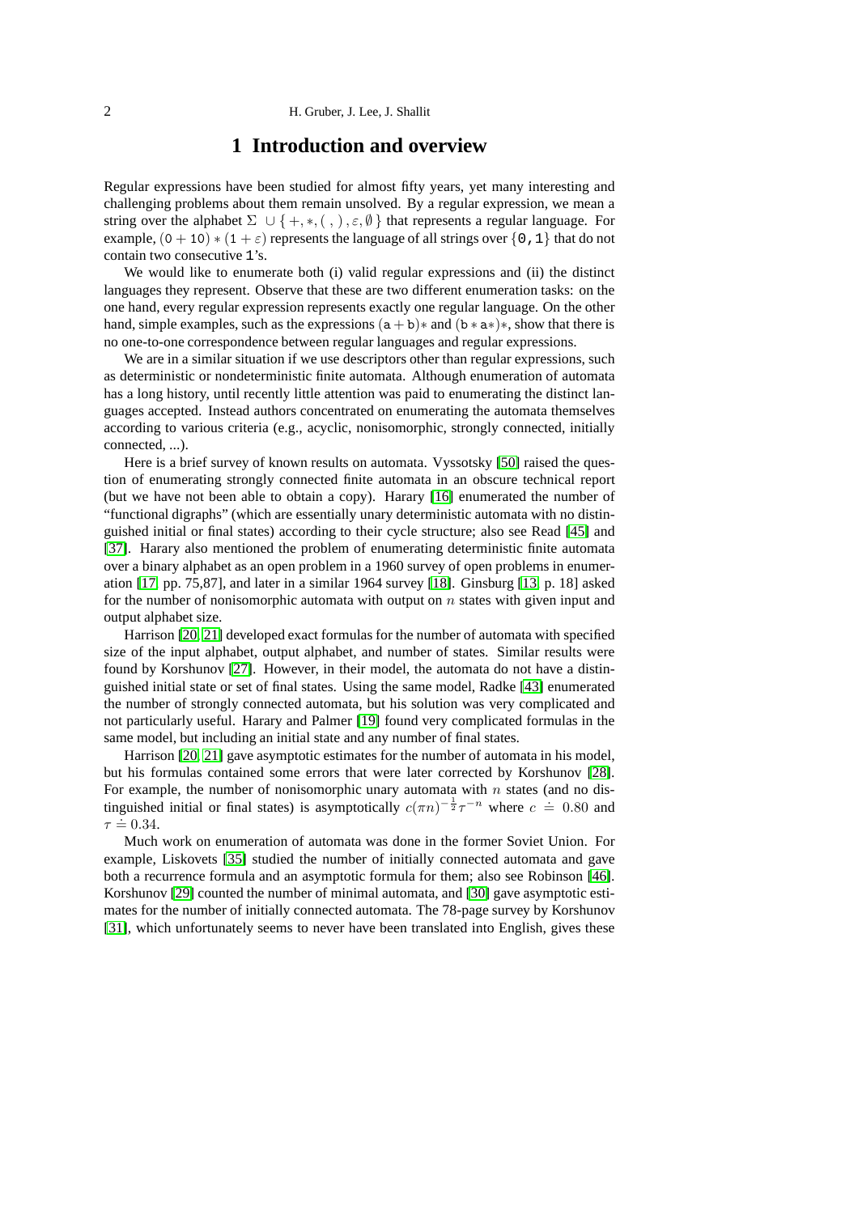# 1 Introduction and overview

Regular expressions have been studied for almost fifty years, yet many interesting and challenging problems about them remain unsolved. By a regular expression, we mean a string over the alphabet $\Sigma \cup \{+, *, (\ ,\ ), \varepsilon, \emptyset\}$ that represents a regular language. For example, $(0 + 10) * (1 + \varepsilon)$ represents the language of all strings over $\{0, 1\}$ that do not contain two consecutive 1's.

We would like to enumerate both (i) valid regular expressions and (ii) the distinct languages they represent. Observe that these are two different enumeration tasks: on the one hand, every regular expression represents exactly one regular language. On the other hand, simple examples, such as the expressions $(a + b)*$ and $(b * a*)*$, show that there is no one-to-one correspondence between regular languages and regular expressions.

We are in a similar situation if we use descriptors other than regular expressions, such as deterministic or nondeterministic finite automata. Although enumeration of automata has a long history, until recently little attention was paid to enumerating the distinct languages accepted. Instead authors concentrated on enumerating the automata themselves according to various criteria (e.g., acyclic, nonisomorphic, strongly connected, initially connected, ...).

Here is a brief survey of known results on automata. Vyssotsky [50] raised the question of enumerating strongly connected finite automata in an obscure technical report (but we have not been able to obtain a copy). Harary [16] enumerated the number of "functional digraphs" (which are essentially unary deterministic automata with no distinguished initial or final states) according to their cycle structure; also see Read [45] and [37]. Harary also mentioned the problem of enumerating deterministic finite automata over a binary alphabet as an open problem in a 1960 survey of open problems in enumeration [17, pp. 75,87], and later in a similar 1964 survey [18]. Ginsburg [13, p. 18] asked for the number of nonisomorphic automata with output on $n$ states with given input and output alphabet size.

Harrison [20, 21] developed exact formulas for the number of automata with specified size of the input alphabet, output alphabet, and number of states. Similar results were found by Korshunov [27]. However, in their model, the automata do not have a distinguished initial state or set of final states. Using the same model, Radke [43] enumerated the number of strongly connected automata, but his solution was very complicated and not particularly useful. Harary and Palmer [19] found very complicated formulas in the same model, but including an initial state and any number of final states.

Harrison [20, 21] gave asymptotic estimates for the number of automata in his model, but his formulas contained some errors that were later corrected by Korshunov [28]. For example, the number of nonisomorphic unary automata with $n$ states (and no distinguished initial or final states) is asymptotically $c(\pi n)^{-\frac{1}{2}}\tau^{-n}$ where $c \doteq 0.80$ and $\tau \doteq 0.34$.

Much work on enumeration of automata was done in the former Soviet Union. For example, Liskovets [35] studied the number of initially connected automata and gave both a recurrence formula and an asymptotic formula for them; also see Robinson [46]. Korshunov [29] counted the number of minimal automata, and [30] gave asymptotic estimates for the number of initially connected automata. The 78-page survey by Korshunov [31], which unfortunately seems to never have been translated into English, gives these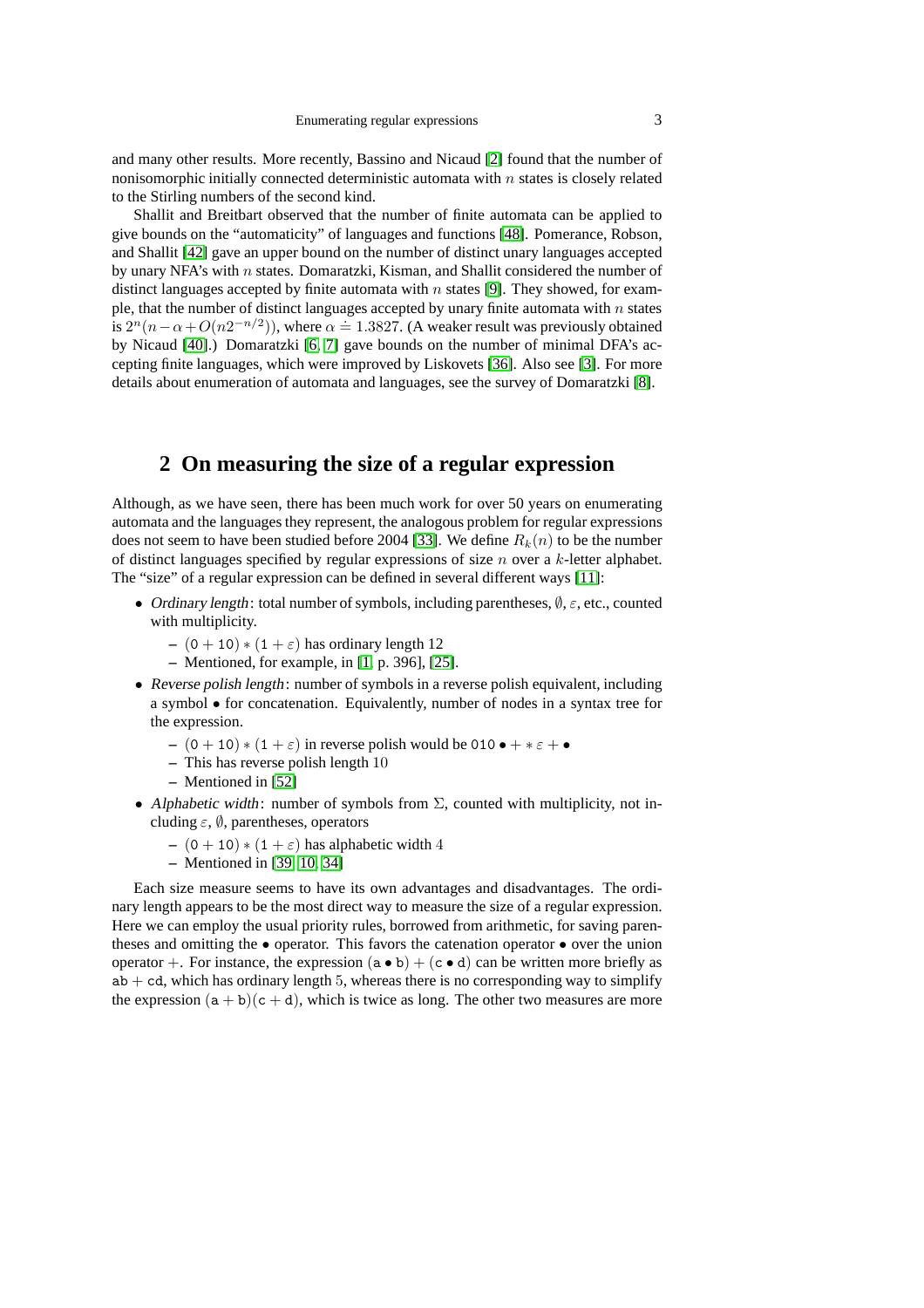and many other results. More recently, Bassino and Nicaud [2] found that the number of nonisomorphic initially connected deterministic automata with $n$ states is closely related to the Stirling numbers of the second kind.

Shallit and Breitbart observed that the number of finite automata can be applied to give bounds on the "automaticity" of languages and functions [48]. Pomerance, Robson, and Shallit [42] gave an upper bound on the number of distinct unary languages accepted by unary NFA's with $n$ states. Domaratzki, Kisman, and Shallit considered the number of distinct languages accepted by finite automata with $n$ states [9]. They showed, for example, that the number of distinct languages accepted by unary finite automata with $n$ states is $2^n(n - \alpha + O(n2^{-n/2}))$, where $\alpha \doteq 1.3827$. (A weaker result was previously obtained by Nicaud [40].) Domaratzki [6, 7] gave bounds on the number of minimal DFA's accepting finite languages, which were improved by Liskovets [36]. Also see [3]. For more details about enumeration of automata and languages, see the survey of Domaratzki [8].

## 2 On measuring the size of a regular expression

Although, as we have seen, there has been much work for over 50 years on enumerating automata and the languages they represent, the analogous problem for regular expressions does not seem to have been studied before 2004 [33]. We define $R_k(n)$ to be the number of distinct languages specified by regular expressions of size $n$ over a $k$-letter alphabet. The "size" of a regular expression can be defined in several different ways [11]:

- *Ordinary length*: total number of symbols, including parentheses, $\emptyset$, $\varepsilon$, etc., counted with multiplicity.
  - $(\mathtt{0} + \mathtt{10}) * (\mathtt{1} + \varepsilon)$ has ordinary length 12
  - Mentioned, for example, in [1, p. 396], [25].
- *Reverse polish length*: number of symbols in a reverse polish equivalent, including a symbol $\bullet$ for concatenation. Equivalently, number of nodes in a syntax tree for the expression.
  - $(\mathtt{0} + \mathtt{10}) * (\mathtt{1} + \varepsilon)$ in reverse polish would be $\mathtt{010} \bullet + * \varepsilon + \bullet$
  - This has reverse polish length 10
  - Mentioned in [52]
- *Alphabetic width*: number of symbols from $\Sigma$, counted with multiplicity, not including $\varepsilon$, $\emptyset$, parentheses, operators
  - $(\mathtt{0} + \mathtt{10}) * (\mathtt{1} + \varepsilon)$ has alphabetic width 4
  - Mentioned in [39, 10, 34]

Each size measure seems to have its own advantages and disadvantages. The ordinary length appears to be the most direct way to measure the size of a regular expression. Here we can employ the usual priority rules, borrowed from arithmetic, for saving parentheses and omitting the $\bullet$ operator. This favors the catenation operator $\bullet$ over the union operator $+$. For instance, the expression $(\mathtt{a} \bullet \mathtt{b}) + (\mathtt{c} \bullet \mathtt{d})$ can be written more briefly as $\mathtt{ab} + \mathtt{cd}$, which has ordinary length 5, whereas there is no corresponding way to simplify the expression $(\mathtt{a} + \mathtt{b})(\mathtt{c} + \mathtt{d})$, which is twice as long. The other two measures are more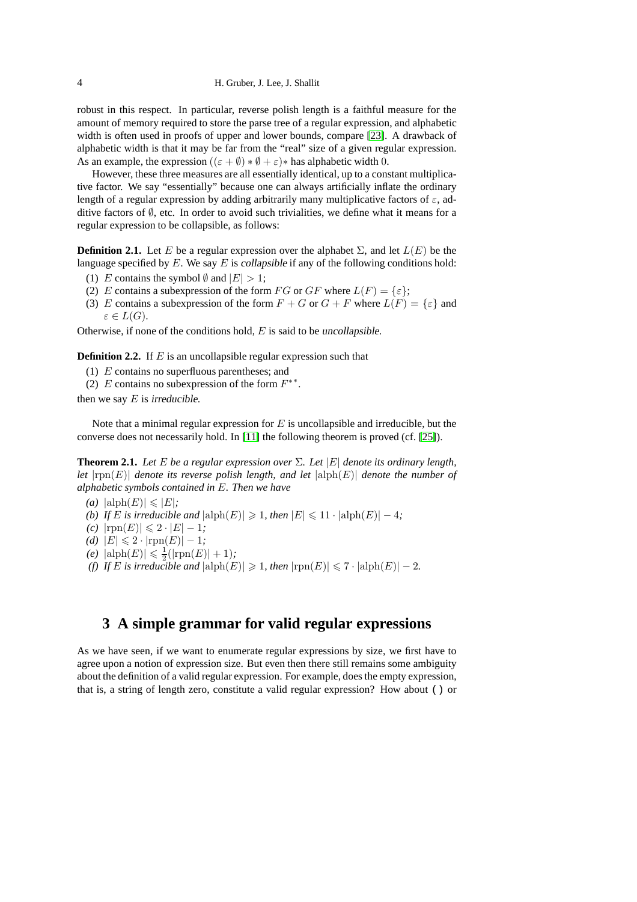robust in this respect. In particular, reverse polish length is a faithful measure for the amount of memory required to store the parse tree of a regular expression, and alphabetic width is often used in proofs of upper and lower bounds, compare [23]. A drawback of alphabetic width is that it may be far from the "real" size of a given regular expression. As an example, the expression $((\varepsilon + \emptyset) * \emptyset + \varepsilon)*$ has alphabetic width 0.

However, these three measures are all essentially identical, up to a constant multiplicative factor. We say "essentially" because one can always artificially inflate the ordinary length of a regular expression by adding arbitrarily many multiplicative factors of $\varepsilon$, additive factors of $\emptyset$, etc. In order to avoid such trivialities, we define what it means for a regular expression to be collapsible, as follows:

**Definition 2.1.** Let $E$ be a regular expression over the alphabet $\Sigma$, and let $L(E)$ be the language specified by $E$. We say $E$ is *collapsible* if any of the following conditions hold:

(1) $E$ contains the symbol $\emptyset$ and $|E| > 1$;
(2) $E$ contains a subexpression of the form $FG$ or $GF$ where $L(F) = \{\varepsilon\}$;
(3) $E$ contains a subexpression of the form $F + G$ or $G + F$ where $L(F) = \{\varepsilon\}$ and $\varepsilon \in L(G)$.

Otherwise, if none of the conditions hold, $E$ is said to be *uncollapsible*.

**Definition 2.2.** If $E$ is an uncollapsible regular expression such that

(1) $E$ contains no superfluous parentheses; and
(2) $E$ contains no subexpression of the form $F^{**}$.

then we say $E$ is *irreducible*.

Note that a minimal regular expression for $E$ is uncollapsible and irreducible, but the converse does not necessarily hold. In [11] the following theorem is proved (cf. [25]).

**Theorem 2.1.** *Let $E$ be a regular expression over $\Sigma$. Let $|E|$ denote its ordinary length, let $|\mathrm{rpn}(E)|$ denote its reverse polish length, and let $|\mathrm{alph}(E)|$ denote the number of alphabetic symbols contained in $E$. Then we have*

*(a)* $|\mathrm{alph}(E)| \leqslant |E|$;
*(b) If $E$ is irreducible and* $|\mathrm{alph}(E)| \geqslant 1$, *then* $|E| \leqslant 11 \cdot |\mathrm{alph}(E)| - 4$;
*(c)* $|\mathrm{rpn}(E)| \leqslant 2 \cdot |E| - 1$;
*(d)* $|E| \leqslant 2 \cdot |\mathrm{rpn}(E)| - 1$;
*(e)* $|\mathrm{alph}(E)| \leqslant \frac{1}{2}(|\mathrm{rpn}(E)| + 1)$;
*(f) If $E$ is irreducible and* $|\mathrm{alph}(E)| \geqslant 1$, *then* $|\mathrm{rpn}(E)| \leqslant 7 \cdot |\mathrm{alph}(E)| - 2$.

## 3 A simple grammar for valid regular expressions

As we have seen, if we want to enumerate regular expressions by size, we first have to agree upon a notion of expression size. But even then there still remains some ambiguity about the definition of a valid regular expression. For example, does the empty expression, that is, a string of length zero, constitute a valid regular expression? How about `()` or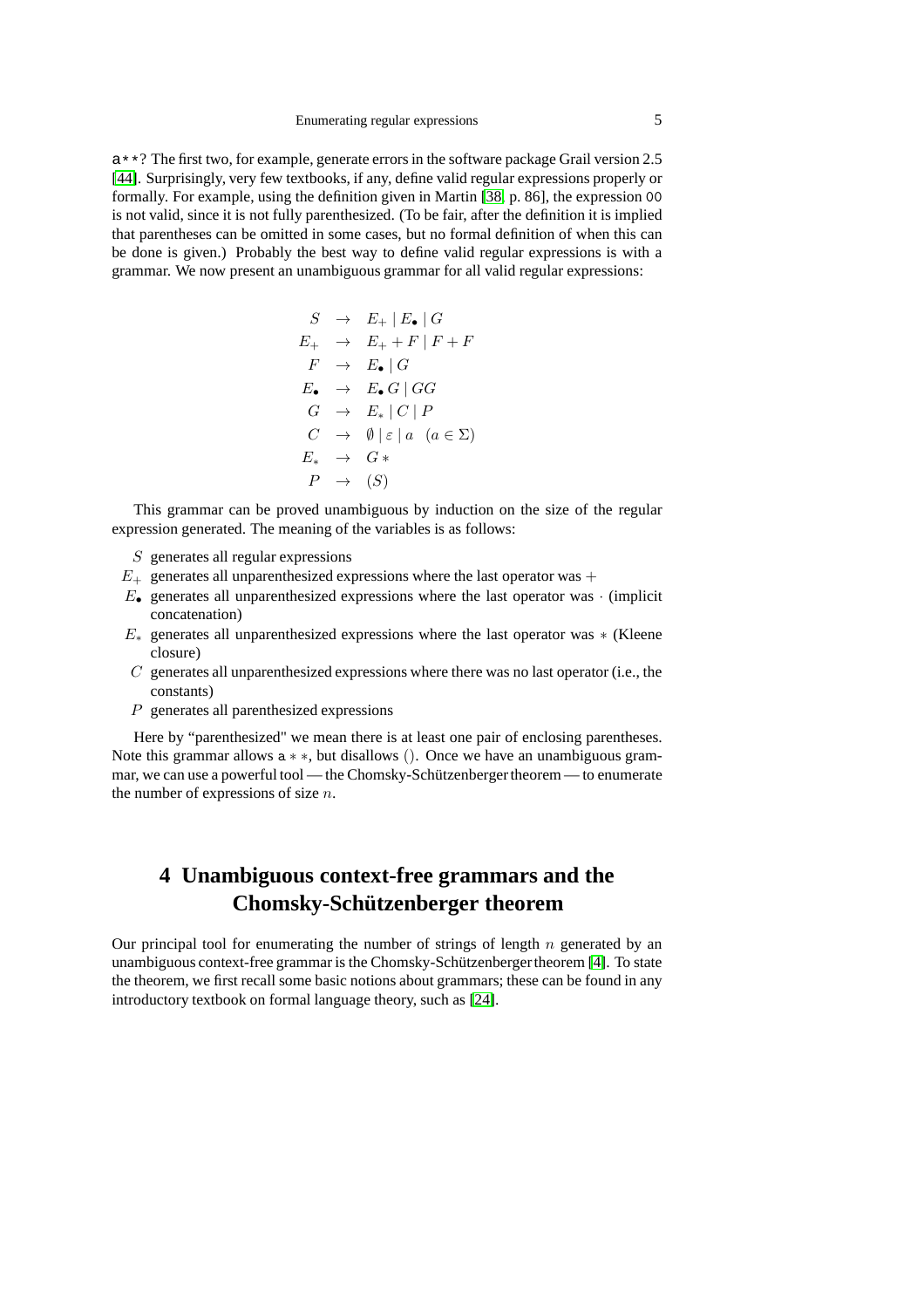a**? The first two, for example, generate errors in the software package Grail version 2.5 [44]. Surprisingly, very few textbooks, if any, define valid regular expressions properly or formally. For example, using the definition given in Martin [38, p. 86], the expression 00 is not valid, since it is not fully parenthesized. (To be fair, after the definition it is implied that parentheses can be omitted in some cases, but no formal definition of when this can be done is given.) Probably the best way to define valid regular expressions is with a grammar. We now present an unambiguous grammar for all valid regular expressions:

$$
\begin{array}{rcl}
S & \rightarrow & E_+ \mid E_\bullet \mid G \\
E_+ & \rightarrow & E_+ + F \mid F + F \\
F & \rightarrow & E_\bullet \mid G \\
E_\bullet & \rightarrow & E_\bullet \, G \mid GG \\
G & \rightarrow & E_* \mid C \mid P \\
C & \rightarrow & \emptyset \mid \varepsilon \mid a \quad (a \in \Sigma) \\
E_* & \rightarrow & G \, * \\
P & \rightarrow & (S)
\end{array}
$$

This grammar can be proved unambiguous by induction on the size of the regular expression generated. The meaning of the variables is as follows:

- $S$ generates all regular expressions
- $E_+$ generates all unparenthesized expressions where the last operator was $+$
- $E_\bullet$ generates all unparenthesized expressions where the last operator was $\cdot$ (implicit concatenation)
- $E_*$ generates all unparenthesized expressions where the last operator was $*$ (Kleene closure)
- $C$ generates all unparenthesized expressions where there was no last operator (i.e., the constants)
- $P$ generates all parenthesized expressions

Here by "parenthesized" we mean there is at least one pair of enclosing parentheses. Note this grammar allows $\mathtt{a} * *$, but disallows $()$. Once we have an unambiguous grammar, we can use a powerful tool — the Chomsky-Schützenberger theorem — to enumerate the number of expressions of size $n$.

## 4 Unambiguous context-free grammars and the Chomsky-Schützenberger theorem

Our principal tool for enumerating the number of strings of length $n$ generated by an unambiguous context-free grammar is the Chomsky-Schützenberger theorem [4]. To state the theorem, we first recall some basic notions about grammars; these can be found in any introductory textbook on formal language theory, such as [24].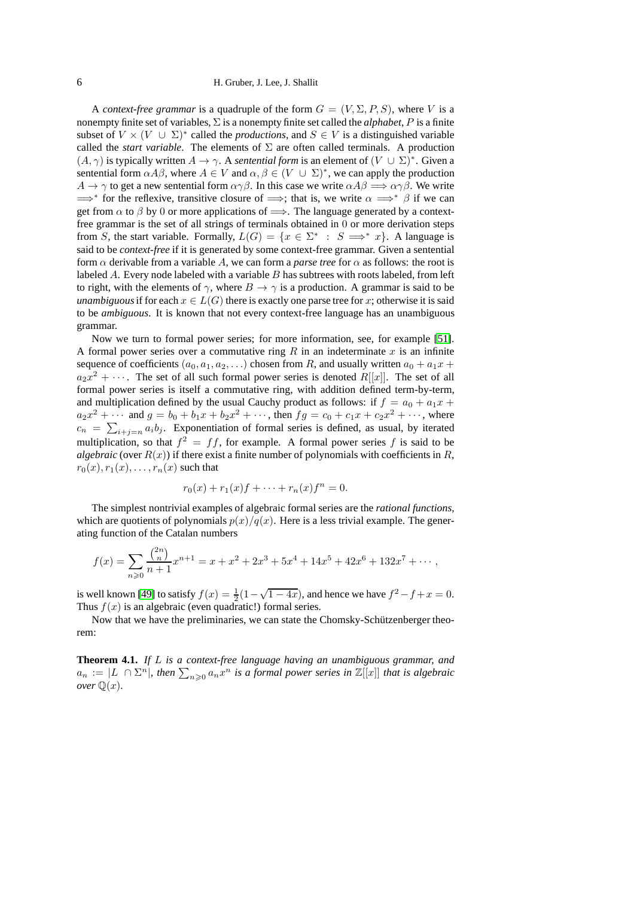A *context-free grammar* is a quadruple of the form $G = (V, \Sigma, P, S)$, where $V$ is a nonempty finite set of variables, $\Sigma$ is a nonempty finite set called the *alphabet*, $P$ is a finite subset of $V \times (V \cup \Sigma)^*$ called the *productions*, and $S \in V$ is a distinguished variable called the *start variable*. The elements of $\Sigma$ are often called terminals. A production $(A, \gamma)$ is typically written $A \to \gamma$. A *sentential form* is an element of $(V \cup \Sigma)^*$. Given a sentential form $\alpha A \beta$, where $A \in V$ and $\alpha, \beta \in (V \cup \Sigma)^*$, we can apply the production $A \to \gamma$ to get a new sentential form $\alpha\gamma\beta$. In this case we write $\alpha A \beta \Longrightarrow \alpha\gamma\beta$. We write $\Longrightarrow^*$ for the reflexive, transitive closure of $\Longrightarrow$; that is, we write $\alpha \Longrightarrow^* \beta$ if we can get from $\alpha$ to $\beta$ by 0 or more applications of $\Longrightarrow$. The language generated by a context-free grammar is the set of all strings of terminals obtained in 0 or more derivation steps from $S$, the start variable. Formally, $L(G) = \{x \in \Sigma^* \ : \ S \Longrightarrow^* x\}$. A language is said to be *context-free* if it is generated by some context-free grammar. Given a sentential form $\alpha$ derivable from a variable $A$, we can form a *parse tree* for $\alpha$ as follows: the root is labeled $A$. Every node labeled with a variable $B$ has subtrees with roots labeled, from left to right, with the elements of $\gamma$, where $B \to \gamma$ is a production. A grammar is said to be *unambiguous* if for each $x \in L(G)$ there is exactly one parse tree for $x$; otherwise it is said to be *ambiguous*. It is known that not every context-free language has an unambiguous grammar.

Now we turn to formal power series; for more information, see, for example [51]. A formal power series over a commutative ring $R$ in an indeterminate $x$ is an infinite sequence of coefficients $(a_0, a_1, a_2, \ldots)$ chosen from $R$, and usually written $a_0 + a_1 x + a_2 x^2 + \cdots$. The set of all such formal power series is denoted $R[[x]]$. The set of all formal power series is itself a commutative ring, with addition defined term-by-term, and multiplication defined by the usual Cauchy product as follows: if $f = a_0 + a_1 x + a_2 x^2 + \cdots$ and $g = b_0 + b_1 x + b_2 x^2 + \cdots$, then $fg = c_0 + c_1 x + c_2 x^2 + \cdots$, where $c_n = \sum_{i+j=n} a_i b_j$. Exponentiation of formal series is defined, as usual, by iterated multiplication, so that $f^2 = ff$, for example. A formal power series $f$ is said to be *algebraic* (over $R(x)$) if there exist a finite number of polynomials with coefficients in $R$, $r_0(x), r_1(x), \ldots, r_n(x)$ such that

$$r_0(x) + r_1(x) f + \cdots + r_n(x) f^n = 0.$$

The simplest nontrivial examples of algebraic formal series are the *rational functions*, which are quotients of polynomials $p(x)/q(x)$. Here is a less trivial example. The generating function of the Catalan numbers

$$f(x) = \sum_{n \geqslant 0} \frac{\binom{2n}{n}}{n+1} x^{n+1} = x + x^2 + 2x^3 + 5x^4 + 14x^5 + 42x^6 + 132x^7 + \cdots,$$

is well known [49] to satisfy $f(x) = \frac{1}{2}(1 - \sqrt{1-4x})$, and hence we have $f^2 - f + x = 0$. Thus $f(x)$ is an algebraic (even quadratic!) formal series.

Now that we have the preliminaries, we can state the Chomsky-Schützenberger theorem:

**Theorem 4.1.** *If $L$ is a context-free language having an unambiguous grammar, and $a_n := |L \cap \Sigma^n|$, then $\sum_{n \geqslant 0} a_n x^n$ is a formal power series in $\mathbb{Z}[[x]]$ that is algebraic over $\mathbb{Q}(x)$.*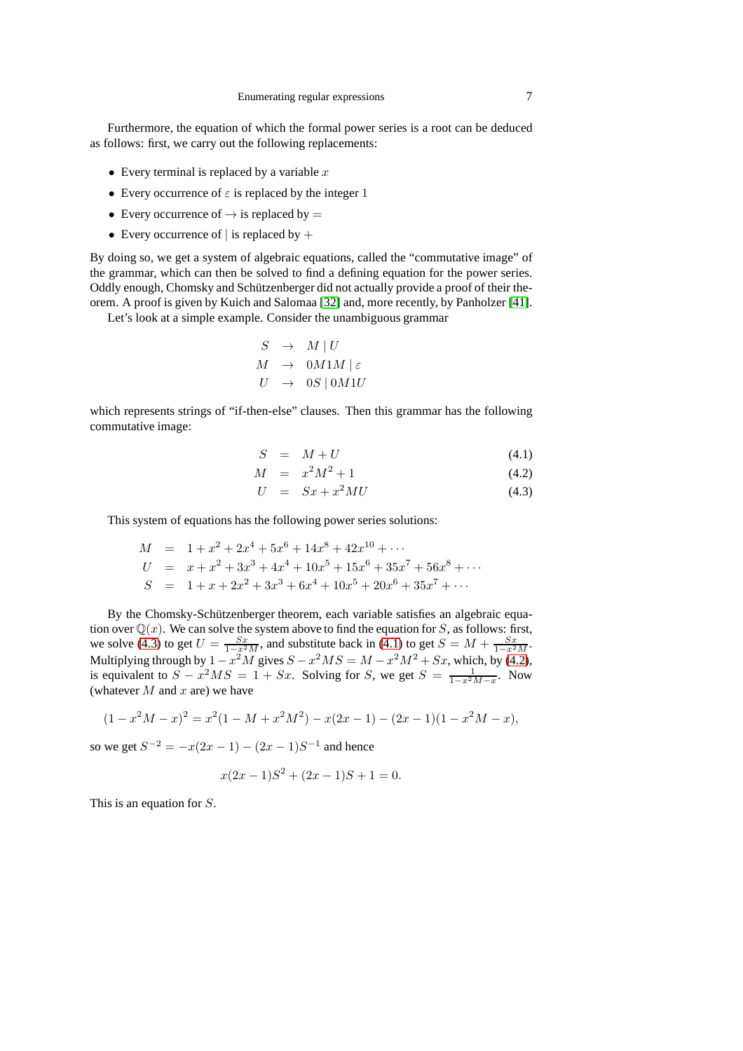Furthermore, the equation of which the formal power series is a root can be deduced as follows: first, we carry out the following replacements:

- Every terminal is replaced by a variable $x$
- Every occurrence of $\varepsilon$ is replaced by the integer 1
- Every occurrence of $\to$ is replaced by $=$
- Every occurrence of $|$ is replaced by $+$

By doing so, we get a system of algebraic equations, called the "commutative image" of the grammar, which can then be solved to find a defining equation for the power series. Oddly enough, Chomsky and Schützenberger did not actually provide a proof of their theorem. A proof is given by Kuich and Salomaa [32] and, more recently, by Panholzer [41].

Let's look at a simple example. Consider the unambiguous grammar

$$
\begin{aligned}
S &\to M \mid U \\
M &\to 0M1M \mid \varepsilon \\
U &\to 0S \mid 0M1U
\end{aligned}
$$

which represents strings of "if-then-else" clauses. Then this grammar has the following commutative image:

$$S = M + U \tag{4.1}$$

$$M = x^2M^2 + 1 \tag{4.2}$$

$$U = Sx + x^2MU \tag{4.3}$$

This system of equations has the following power series solutions:

$$
\begin{aligned}
M &= 1 + x^2 + 2x^4 + 5x^6 + 14x^8 + 42x^{10} + \cdots \\
U &= x + x^2 + 3x^3 + 4x^4 + 10x^5 + 15x^6 + 35x^7 + 56x^8 + \cdots \\
S &= 1 + x + 2x^2 + 3x^3 + 6x^4 + 10x^5 + 20x^6 + 35x^7 + \cdots
\end{aligned}
$$

By the Chomsky-Schützenberger theorem, each variable satisfies an algebraic equation over $\mathbb{Q}(x)$. We can solve the system above to find the equation for $S$, as follows: first, we solve (4.3) to get $U = \frac{Sx}{1-x^2M}$, and substitute back in (4.1) to get $S = M + \frac{Sx}{1-x^2M}$. Multiplying through by $1 - x^2M$ gives $S - x^2MS = M - x^2M^2 + Sx$, which, by (4.2), is equivalent to $S - x^2MS = 1 + Sx$. Solving for $S$, we get $S = \frac{1}{1-x^2M-x}$. Now (whatever $M$ and $x$ are) we have

$$(1 - x^2M - x)^2 = x^2(1 - M + x^2M^2) - x(2x - 1) - (2x - 1)(1 - x^2M - x),$$

so we get $S^{-2} = -x(2x - 1) - (2x - 1)S^{-1}$ and hence

$$x(2x - 1)S^2 + (2x - 1)S + 1 = 0.$$

This is an equation for $S$.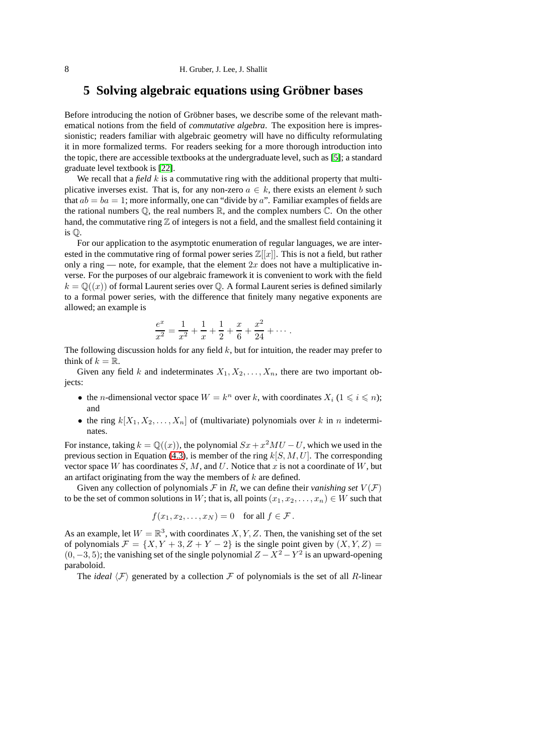## 5 Solving algebraic equations using Gröbner bases

Before introducing the notion of Gröbner bases, we describe some of the relevant mathematical notions from the field of *commutative algebra*. The exposition here is impressionistic; readers familiar with algebraic geometry will have no difficulty reformulating it in more formalized terms. For readers seeking for a more thorough introduction into the topic, there are accessible textbooks at the undergraduate level, such as [5]; a standard graduate level textbook is [22].

We recall that a *field* $k$ is a commutative ring with the additional property that multiplicative inverses exist. That is, for any non-zero $a \in k$, there exists an element $b$ such that $ab = ba = 1$; more informally, one can "divide by $a$". Familiar examples of fields are the rational numbers $\mathbb{Q}$, the real numbers $\mathbb{R}$, and the complex numbers $\mathbb{C}$. On the other hand, the commutative ring $\mathbb{Z}$ of integers is not a field, and the smallest field containing it is $\mathbb{Q}$.

For our application to the asymptotic enumeration of regular languages, we are interested in the commutative ring of formal power series $\mathbb{Z}[[x]]$. This is not a field, but rather only a ring — note, for example, that the element $2x$ does not have a multiplicative inverse. For the purposes of our algebraic framework it is convenient to work with the field $k = \mathbb{Q}((x))$ of formal Laurent series over $\mathbb{Q}$. A formal Laurent series is defined similarly to a formal power series, with the difference that finitely many negative exponents are allowed; an example is

$$\frac{e^x}{x^2} = \frac{1}{x^2} + \frac{1}{x} + \frac{1}{2} + \frac{x}{6} + \frac{x^2}{24} + \cdots .$$

The following discussion holds for any field $k$, but for intuition, the reader may prefer to think of $k = \mathbb{R}$.

Given any field $k$ and indeterminates $X_1, X_2, \ldots, X_n$, there are two important objects:

- the $n$-dimensional vector space $W = k^n$ over $k$, with coordinates $X_i$ ($1 \leqslant i \leqslant n$); and
- the ring $k[X_1, X_2, \ldots, X_n]$ of (multivariate) polynomials over $k$ in $n$ indeterminates.

For instance, taking $k = \mathbb{Q}((x))$, the polynomial $Sx + x^2MU - U$, which we used in the previous section in Equation (4.3), is member of the ring $k[S, M, U]$. The corresponding vector space $W$ has coordinates $S$, $M$, and $U$. Notice that $x$ is not a coordinate of $W$, but an artifact originating from the way the members of $k$ are defined.

Given any collection of polynomials $\mathcal{F}$ in $R$, we can define their *vanishing set* $V(\mathcal{F})$ to be the set of common solutions in $W$; that is, all points $(x_1, x_2, \ldots, x_n) \in W$ such that

$$f(x_1, x_2, \ldots, x_N) = 0 \quad \text{for all } f \in \mathcal{F}.$$

As an example, let $W = \mathbb{R}^3$, with coordinates $X, Y, Z$. Then, the vanishing set of the set of polynomials $\mathcal{F} = \{X, Y + 3, Z + Y - 2\}$ is the single point given by $(X, Y, Z) = (0, -3, 5)$; the vanishing set of the single polynomial $Z - X^2 - Y^2$ is an upward-opening paraboloid.

The *ideal* $\langle \mathcal{F} \rangle$ generated by a collection $\mathcal{F}$ of polynomials is the set of all $R$-linear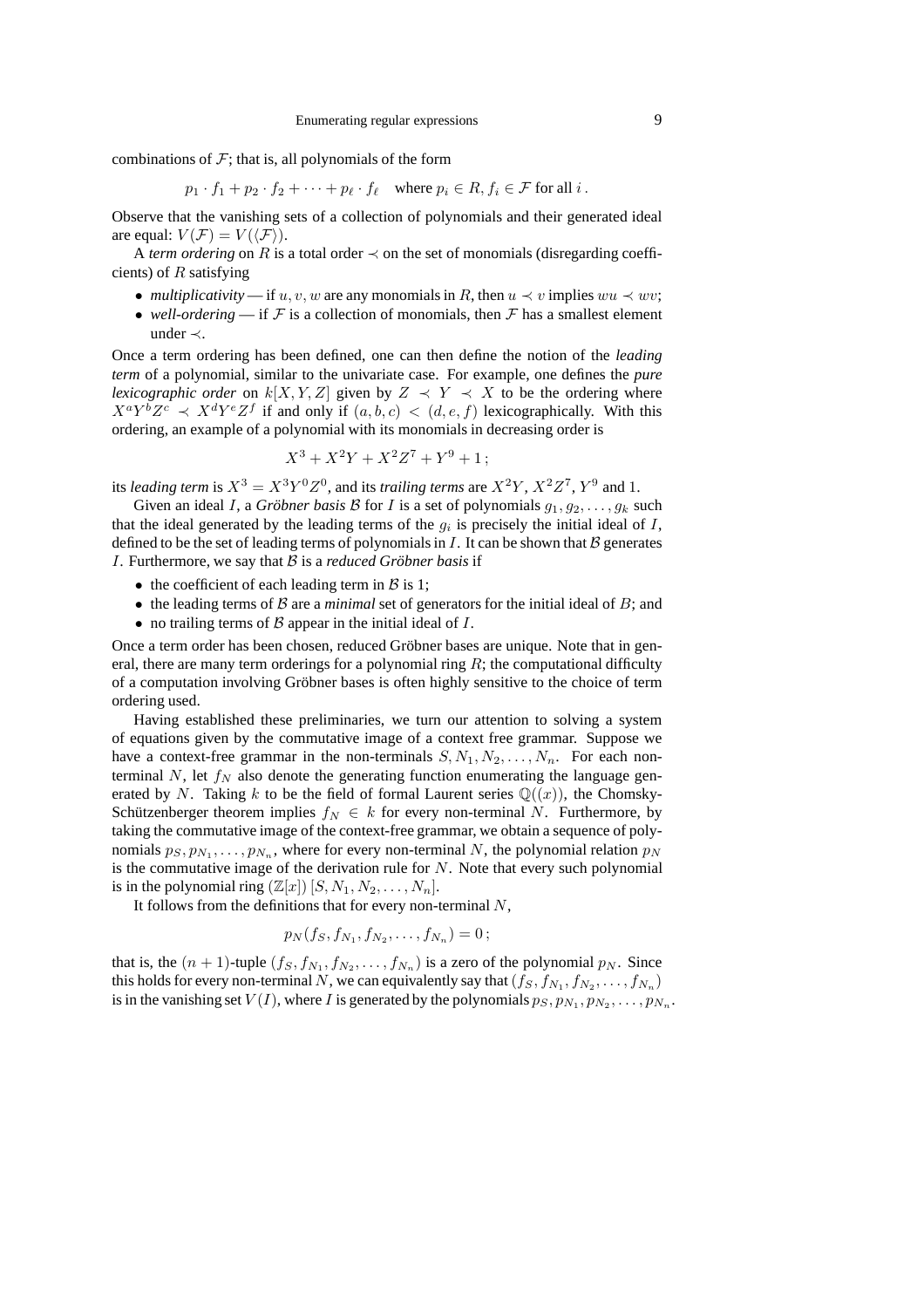combinations of $\mathcal{F}$; that is, all polynomials of the form

$$p_1 \cdot f_1 + p_2 \cdot f_2 + \cdots + p_\ell \cdot f_\ell \quad \text{where } p_i \in R, f_i \in \mathcal{F} \text{ for all } i\,.$$

Observe that the vanishing sets of a collection of polynomials and their generated ideal are equal: $V(\mathcal{F}) = V(\langle \mathcal{F} \rangle)$.

A *term ordering* on $R$ is a total order $\prec$ on the set of monomials (disregarding coefficients) of $R$ satisfying

- *multiplicativity* — if $u, v, w$ are any monomials in $R$, then $u \prec v$ implies $wu \prec wv$;
- *well-ordering* — if $\mathcal{F}$ is a collection of monomials, then $\mathcal{F}$ has a smallest element under $\prec$.

Once a term ordering has been defined, one can then define the notion of the *leading term* of a polynomial, similar to the univariate case. For example, one defines the *pure lexicographic order* on $k[X, Y, Z]$ given by $Z \prec Y \prec X$ to be the ordering where $X^a Y^b Z^c \prec X^d Y^e Z^f$ if and only if $(a, b, c) < (d, e, f)$ lexicographically. With this ordering, an example of a polynomial with its monomials in decreasing order is

$$X^3 + X^2Y + X^2Z^7 + Y^9 + 1\,;$$

its *leading term* is $X^3 = X^3Y^0Z^0$, and its *trailing terms* are $X^2Y$, $X^2Z^7$, $Y^9$ and 1.

Given an ideal $I$, a *Gröbner basis* $\mathcal{B}$ for $I$ is a set of polynomials $g_1, g_2, \ldots, g_k$ such that the ideal generated by the leading terms of the $g_i$ is precisely the initial ideal of $I$, defined to be the set of leading terms of polynomials in $I$. It can be shown that $\mathcal{B}$ generates $I$. Furthermore, we say that $\mathcal{B}$ is a *reduced Gröbner basis* if

- the coefficient of each leading term in $\mathcal{B}$ is 1;
- the leading terms of $\mathcal{B}$ are a *minimal* set of generators for the initial ideal of $B$; and
- no trailing terms of $\mathcal{B}$ appear in the initial ideal of $I$.

Once a term order has been chosen, reduced Gröbner bases are unique. Note that in general, there are many term orderings for a polynomial ring $R$; the computational difficulty of a computation involving Gröbner bases is often highly sensitive to the choice of term ordering used.

Having established these preliminaries, we turn our attention to solving a system of equations given by the commutative image of a context free grammar. Suppose we have a context-free grammar in the non-terminals $S, N_1, N_2, \ldots, N_n$. For each non-terminal $N$, let $f_N$ also denote the generating function enumerating the language generated by $N$. Taking $k$ to be the field of formal Laurent series $\mathbb{Q}((x))$, the Chomsky-Schützenberger theorem implies $f_N \in k$ for every non-terminal $N$. Furthermore, by taking the commutative image of the context-free grammar, we obtain a sequence of polynomials $p_S, p_{N_1}, \ldots, p_{N_n}$, where for every non-terminal $N$, the polynomial relation $p_N$ is the commutative image of the derivation rule for $N$. Note that every such polynomial is in the polynomial ring $(\mathbb{Z}[x])\,[S, N_1, N_2, \ldots, N_n]$.

It follows from the definitions that for every non-terminal $N$,

$$p_N(f_S, f_{N_1}, f_{N_2}, \ldots, f_{N_n}) = 0\,;$$

that is, the $(n+1)$-tuple $(f_S, f_{N_1}, f_{N_2}, \ldots, f_{N_n})$ is a zero of the polynomial $p_N$. Since this holds for every non-terminal $N$, we can equivalently say that $(f_S, f_{N_1}, f_{N_2}, \ldots, f_{N_n})$ is in the vanishing set $V(I)$, where $I$ is generated by the polynomials $p_S, p_{N_1}, p_{N_2}, \ldots, p_{N_n}$.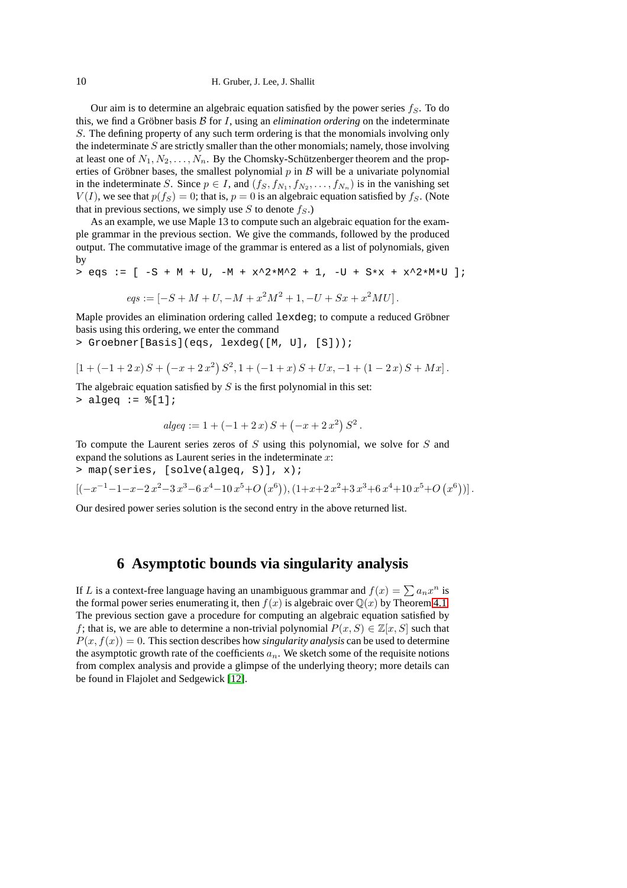Our aim is to determine an algebraic equation satisfied by the power series $f_S$. To do this, we find a Gröbner basis $\mathcal{B}$ for $I$, using an *elimination ordering* on the indeterminate $S$. The defining property of any such term ordering is that the monomials involving only the indeterminate $S$ are strictly smaller than the other monomials; namely, those involving at least one of $N_1, N_2, \ldots, N_n$. By the Chomsky-Schützenberger theorem and the properties of Gröbner bases, the smallest polynomial $p$ in $\mathcal{B}$ will be a univariate polynomial in the indeterminate $S$. Since $p \in I$, and $(f_S, f_{N_1}, f_{N_2}, \ldots, f_{N_n})$ is in the vanishing set $V(I)$, we see that $p(f_S) = 0$; that is, $p = 0$ is an algebraic equation satisfied by $f_S$. (Note that in previous sections, we simply use $S$ to denote $f_S$.)

As an example, we use Maple 13 to compute such an algebraic equation for the example grammar in the previous section. We give the commands, followed by the produced output. The commutative image of the grammar is entered as a list of polynomials, given by

```
> eqs := [ -S + M + U, -M + x^2*M^2 + 1, -U + S*x + x^2*M*U ];
```

$$eqs := [-S + M + U, -M + x^2M^2 + 1, -U + Sx + x^2MU].$$

Maple provides an elimination ordering called `lexdeg`; to compute a reduced Gröbner basis using this ordering, we enter the command

```
> Groebner[Basis](eqs, lexdeg([M, U], [S]));
```

$$[1 + (-1 + 2\,x)\,S + \left(-x + 2\,x^2\right) S^2, 1 + (-1 + x)\,S + Ux, -1 + (1 - 2\,x)\,S + Mx].$$

The algebraic equation satisfied by $S$ is the first polynomial in this set:

```
> algeq := %[1];
```

$$algeq := 1 + (-1 + 2\,x)\,S + \left(-x + 2\,x^2\right) S^2.$$

To compute the Laurent series zeros of $S$ using this polynomial, we solve for $S$ and expand the solutions as Laurent series in the indeterminate $x$:

```
> map(series, [solve(algeq, S)], x);
```

$$[(-x^{-1} - 1 - x - 2\,x^2 - 3\,x^3 - 6\,x^4 - 10\,x^5 + O\left(x^6\right)), (1 + x + 2\,x^2 + 3\,x^3 + 6\,x^4 + 10\,x^5 + O\left(x^6\right))].$$

Our desired power series solution is the second entry in the above returned list.

## 6 Asymptotic bounds via singularity analysis

If $L$ is a context-free language having an unambiguous grammar and $f(x) = \sum a_n x^n$ is the formal power series enumerating it, then $f(x)$ is algebraic over $\mathbb{Q}(x)$ by Theorem 4.1. The previous section gave a procedure for computing an algebraic equation satisfied by $f$; that is, we are able to determine a non-trivial polynomial $P(x, S) \in \mathbb{Z}[x, S]$ such that $P(x, f(x)) = 0$. This section describes how *singularity analysis* can be used to determine the asymptotic growth rate of the coefficients $a_n$. We sketch some of the requisite notions from complex analysis and provide a glimpse of the underlying theory; more details can be found in Flajolet and Sedgewick [12].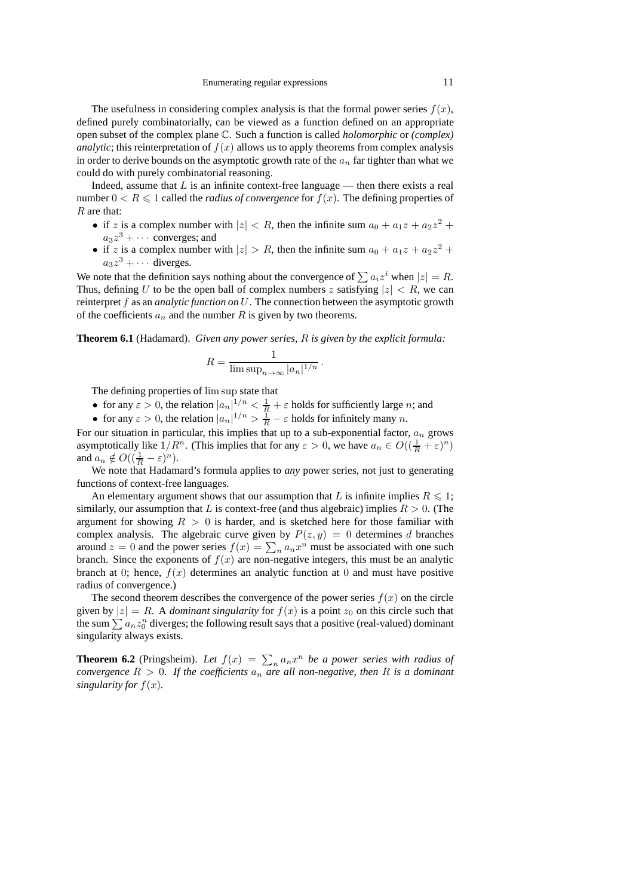The usefulness in considering complex analysis is that the formal power series $f(x)$, defined purely combinatorially, can be viewed as a function defined on an appropriate open subset of the complex plane $\mathbb{C}$. Such a function is called *holomorphic* or *(complex) analytic*; this reinterpretation of $f(x)$ allows us to apply theorems from complex analysis in order to derive bounds on the asymptotic growth rate of the $a_n$ far tighter than what we could do with purely combinatorial reasoning.

Indeed, assume that $L$ is an infinite context-free language — then there exists a real number $0 < R \leqslant 1$ called the *radius of convergence* for $f(x)$. The defining properties of $R$ are that:

- if $z$ is a complex number with $|z| < R$, then the infinite sum $a_0 + a_1 z + a_2 z^2 + a_3 z^3 + \cdots$ converges; and
- if $z$ is a complex number with $|z| > R$, then the infinite sum $a_0 + a_1 z + a_2 z^2 + a_3 z^3 + \cdots$ diverges.

We note that the definition says nothing about the convergence of $\sum a_i z^i$ when $|z| = R$. Thus, defining $U$ to be the open ball of complex numbers $z$ satisfying $|z| < R$, we can reinterpret $f$ as an *analytic function on* $U$. The connection between the asymptotic growth of the coefficients $a_n$ and the number $R$ is given by two theorems.

**Theorem 6.1** (Hadamard). *Given any power series, $R$ is given by the explicit formula:*

$$R = \frac{1}{\limsup_{n\to\infty} |a_n|^{1/n}}.$$

The defining properties of $\limsup$ state that

- for any $\varepsilon > 0$, the relation $|a_n|^{1/n} < \frac{1}{R} + \varepsilon$ holds for sufficiently large $n$; and
- for any $\varepsilon > 0$, the relation $|a_n|^{1/n} > \frac{1}{R} - \varepsilon$ holds for infinitely many $n$.

For our situation in particular, this implies that up to a sub-exponential factor, $a_n$ grows asymptotically like $1/R^n$. (This implies that for any $\varepsilon > 0$, we have $a_n \in O((\frac{1}{R} + \varepsilon)^n)$ and $a_n \notin O((\frac{1}{R} - \varepsilon)^n)$.

We note that Hadamard's formula applies to *any* power series, not just to generating functions of context-free languages.

An elementary argument shows that our assumption that $L$ is infinite implies $R \leqslant 1$; similarly, our assumption that $L$ is context-free (and thus algebraic) implies $R > 0$. (The argument for showing $R > 0$ is harder, and is sketched here for those familiar with complex analysis. The algebraic curve given by $P(z, y) = 0$ determines $d$ branches around $z = 0$ and the power series $f(x) = \sum_n a_n x^n$ must be associated with one such branch. Since the exponents of $f(x)$ are non-negative integers, this must be an analytic branch at 0; hence, $f(x)$ determines an analytic function at 0 and must have positive radius of convergence.)

The second theorem describes the convergence of the power series $f(x)$ on the circle given by $|z| = R$. A *dominant singularity* for $f(x)$ is a point $z_0$ on this circle such that the sum $\sum a_n z_0^n$ diverges; the following result says that a positive (real-valued) dominant singularity always exists.

**Theorem 6.2** (Pringsheim). *Let $f(x) = \sum_n a_n x^n$ be a power series with radius of convergence $R > 0$. If the coefficients $a_n$ are all non-negative, then $R$ is a dominant singularity for $f(x)$.*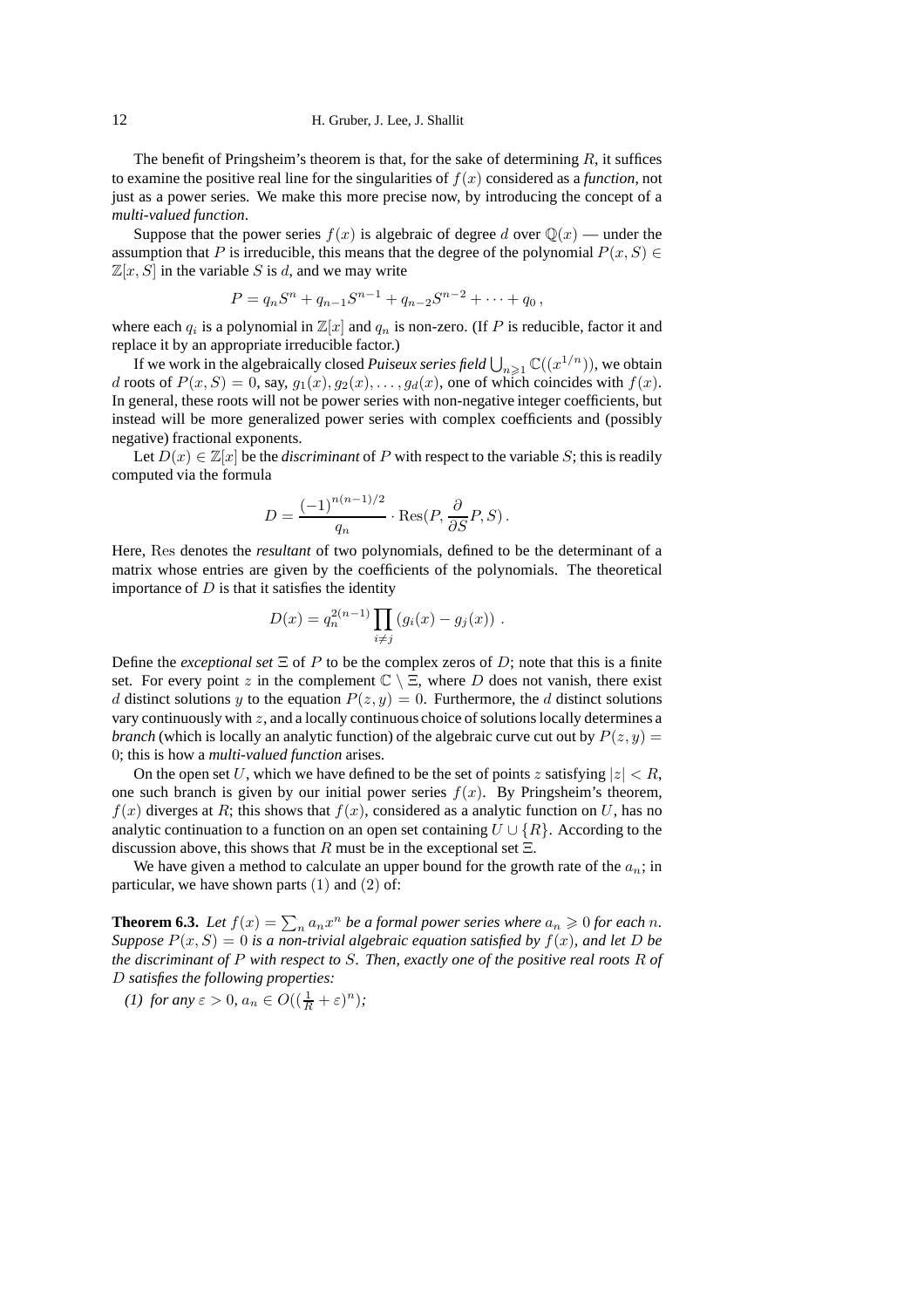The benefit of Pringsheim's theorem is that, for the sake of determining $R$, it suffices to examine the positive real line for the singularities of $f(x)$ considered as a *function*, not just as a power series. We make this more precise now, by introducing the concept of a *multi-valued function*.

Suppose that the power series $f(x)$ is algebraic of degree $d$ over $\mathbb{Q}(x)$ — under the assumption that $P$ is irreducible, this means that the degree of the polynomial $P(x, S) \in \mathbb{Z}[x, S]$ in the variable $S$ is $d$, and we may write

$$P = q_n S^n + q_{n-1} S^{n-1} + q_{n-2} S^{n-2} + \cdots + q_0 \,,$$

where each $q_i$ is a polynomial in $\mathbb{Z}[x]$ and $q_n$ is non-zero. (If $P$ is reducible, factor it and replace it by an appropriate irreducible factor.)

If we work in the algebraically closed *Puiseux series field* $\bigcup_{n \geqslant 1} \mathbb{C}((x^{1/n}))$, we obtain $d$ roots of $P(x, S) = 0$, say, $g_1(x), g_2(x), \ldots, g_d(x)$, one of which coincides with $f(x)$. In general, these roots will not be power series with non-negative integer coefficients, but instead will be more generalized power series with complex coefficients and (possibly negative) fractional exponents.

Let $D(x) \in \mathbb{Z}[x]$ be the *discriminant* of $P$ with respect to the variable $S$; this is readily computed via the formula

$$D = \frac{(-1)^{n(n-1)/2}}{q_n} \cdot \operatorname{Res}(P, \frac{\partial}{\partial S} P, S) \,.$$

Here, $\operatorname{Res}$ denotes the *resultant* of two polynomials, defined to be the determinant of a matrix whose entries are given by the coefficients of the polynomials. The theoretical importance of $D$ is that it satisfies the identity

$$D(x) = q_n^{2(n-1)} \prod_{i \neq j} \left( g_i(x) - g_j(x) \right) \,.$$

Define the *exceptional set* $\Xi$ of $P$ to be the complex zeros of $D$; note that this is a finite set. For every point $z$ in the complement $\mathbb{C} \setminus \Xi$, where $D$ does not vanish, there exist $d$ distinct solutions $y$ to the equation $P(z, y) = 0$. Furthermore, the $d$ distinct solutions vary continuously with $z$, and a locally continuous choice of solutions locally determines a *branch* (which is locally an analytic function) of the algebraic curve cut out by $P(z, y) = 0$; this is how a *multi-valued function* arises.

On the open set $U$, which we have defined to be the set of points $z$ satisfying $|z| < R$, one such branch is given by our initial power series $f(x)$. By Pringsheim's theorem, $f(x)$ diverges at $R$; this shows that $f(x)$, considered as a analytic function on $U$, has no analytic continuation to a function on an open set containing $U \cup \{R\}$. According to the discussion above, this shows that $R$ must be in the exceptional set $\Xi$.

We have given a method to calculate an upper bound for the growth rate of the $a_n$; in particular, we have shown parts $(1)$ and $(2)$ of:

**Theorem 6.3.** *Let $f(x) = \sum_n a_n x^n$ be a formal power series where $a_n \geqslant 0$ for each $n$. Suppose $P(x, S) = 0$ is a non-trivial algebraic equation satisfied by $f(x)$, and let $D$ be the discriminant of $P$ with respect to $S$. Then, exactly one of the positive real roots $R$ of $D$ satisfies the following properties:*

*(1) for any $\varepsilon > 0$, $a_n \in O((\frac{1}{R} + \varepsilon)^n)$;*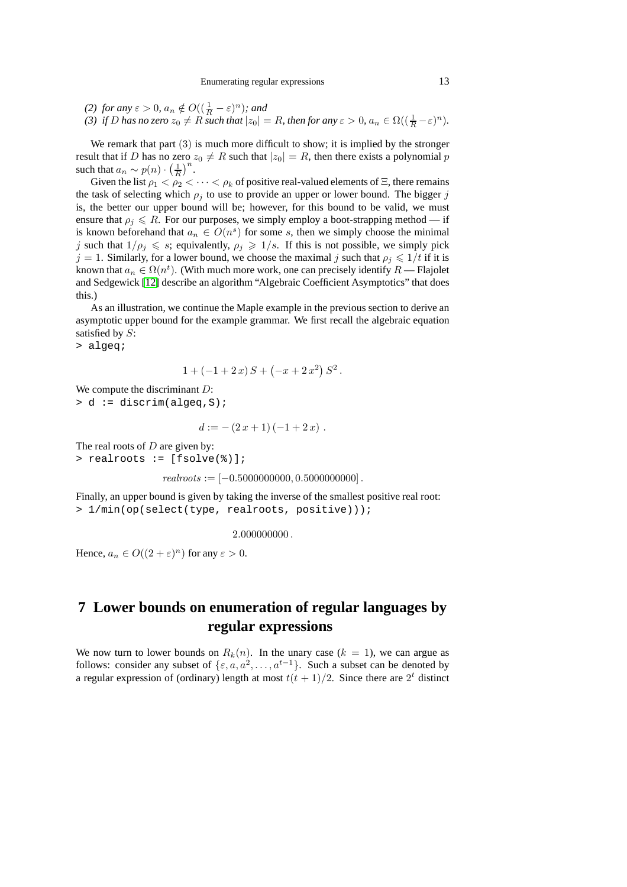*(2) for any $\varepsilon > 0$, $a_n \notin O((\frac{1}{R} - \varepsilon)^n)$; and*
*(3) if $D$ has no zero $z_0 \neq R$ such that $|z_0| = R$, then for any $\varepsilon > 0$, $a_n \in \Omega((\frac{1}{R} - \varepsilon)^n)$.*

We remark that part (3) is much more difficult to show; it is implied by the stronger result that if $D$ has no zero $z_0 \neq R$ such that $|z_0| = R$, then there exists a polynomial $p$ such that $a_n \sim p(n) \cdot \left(\frac{1}{R}\right)^n$.

Given the list $\rho_1 < \rho_2 < \cdots < \rho_k$ of positive real-valued elements of $\Xi$, there remains the task of selecting which $\rho_j$ to use to provide an upper or lower bound. The bigger $j$ is, the better our upper bound will be; however, for this bound to be valid, we must ensure that $\rho_j \leqslant R$. For our purposes, we simply employ a boot-strapping method — if is known beforehand that $a_n \in O(n^s)$ for some $s$, then we simply choose the minimal $j$ such that $1/\rho_j \leqslant s$; equivalently, $\rho_j \geqslant 1/s$. If this is not possible, we simply pick $j = 1$. Similarly, for a lower bound, we choose the maximal $j$ such that $\rho_j \leqslant 1/t$ if it is known that $a_n \in \Omega(n^t)$. (With much more work, one can precisely identify $R$ — Flajolet and Sedgewick [12] describe an algorithm "Algebraic Coefficient Asymptotics" that does this.)

As an illustration, we continue the Maple example in the previous section to derive an asymptotic upper bound for the example grammar. We first recall the algebraic equation satisfied by $S$:

```
> algeq;
```

$$1 + (-1 + 2\,x)\, S + \left(-x + 2\,x^2\right) S^2 \,.$$

We compute the discriminant $D$:

```
> d := discrim(algeq,S);
```

$$d := -\,(2\,x + 1)\,(-1 + 2\,x)\;.$$

The real roots of $D$ are given by:

```
> realroots := [fsolve(%)];
```

$$realroots := [-0.5000000000, 0.5000000000]\,.$$

Finally, an upper bound is given by taking the inverse of the smallest positive real root:

```
> 1/min(op(select(type, realroots, positive)));
```

$$2.000000000\,.$$

Hence, $a_n \in O((2 + \varepsilon)^n)$ for any $\varepsilon > 0$.

# 7 Lower bounds on enumeration of regular languages by regular expressions

We now turn to lower bounds on $R_k(n)$. In the unary case ($k = 1$), we can argue as follows: consider any subset of $\{\varepsilon, a, a^2, \ldots, a^{t-1}\}$. Such a subset can be denoted by a regular expression of (ordinary) length at most $t(t+1)/2$. Since there are $2^t$ distinct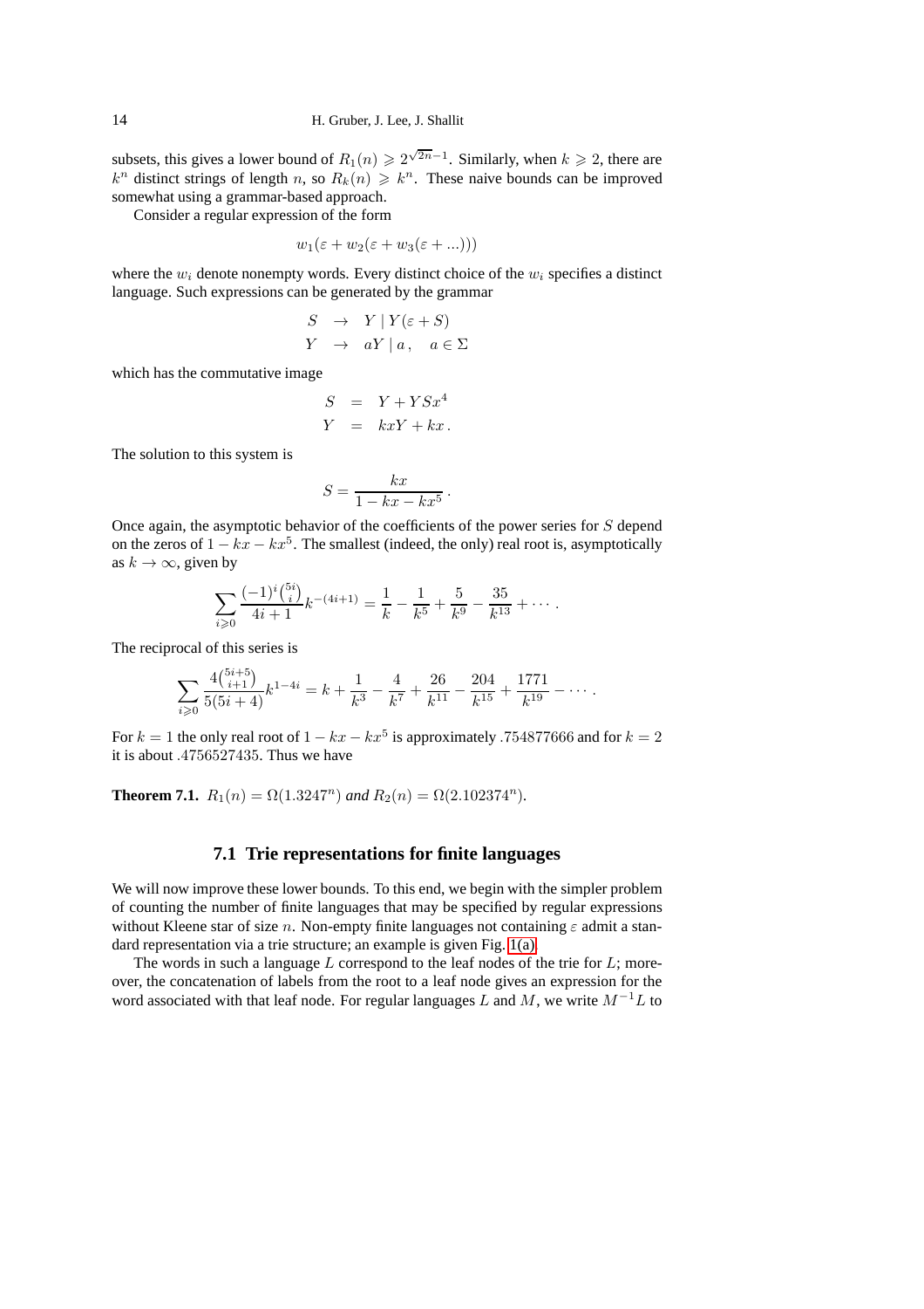subsets, this gives a lower bound of $R_1(n) \geqslant 2^{\sqrt{2n}-1}$. Similarly, when $k \geqslant 2$, there are $k^n$ distinct strings of length $n$, so $R_k(n) \geqslant k^n$. These naive bounds can be improved somewhat using a grammar-based approach.

Consider a regular expression of the form

$$w_1(\varepsilon + w_2(\varepsilon + w_3(\varepsilon + ...)))$$

where the $w_i$ denote nonempty words. Every distinct choice of the $w_i$ specifies a distinct language. Such expressions can be generated by the grammar

$$\begin{aligned} S &\rightarrow Y \mid Y(\varepsilon + S) \\ Y &\rightarrow aY \mid a\,, \quad a \in \Sigma \end{aligned}$$

which has the commutative image

$$\begin{aligned} S &= Y + YSx^4 \\ Y &= kxY + kx\,. \end{aligned}$$

The solution to this system is

$$S = \frac{kx}{1 - kx - kx^5}\,.$$

Once again, the asymptotic behavior of the coefficients of the power series for $S$ depend on the zeros of $1 - kx - kx^5$. The smallest (indeed, the only) real root is, asymptotically as $k \to \infty$, given by

$$\sum_{i \geqslant 0} \frac{(-1)^i \binom{5i}{i}}{4i+1} k^{-(4i+1)} = \frac{1}{k} - \frac{1}{k^5} + \frac{5}{k^9} - \frac{35}{k^{13}} + \cdots\,.$$

The reciprocal of this series is

$$\sum_{i \geqslant 0} \frac{4\binom{5i+5}{i+1}}{5(5i+4)} k^{1-4i} = k + \frac{1}{k^3} - \frac{4}{k^7} + \frac{26}{k^{11}} - \frac{204}{k^{15}} + \frac{1771}{k^{19}} - \cdots\,.$$

For $k = 1$ the only real root of $1 - kx - kx^5$ is approximately $.754877666$ and for $k = 2$ it is about $.4756527435$. Thus we have

**Theorem 7.1.** *$R_1(n) = \Omega(1.3247^n)$ and $R_2(n) = \Omega(2.102374^n)$.*

### 7.1 Trie representations for finite languages

We will now improve these lower bounds. To this end, we begin with the simpler problem of counting the number of finite languages that may be specified by regular expressions without Kleene star of size $n$. Non-empty finite languages not containing $\varepsilon$ admit a standard representation via a trie structure; an example is given Fig. 1(a).

The words in such a language $L$ correspond to the leaf nodes of the trie for $L$; moreover, the concatenation of labels from the root to a leaf node gives an expression for the word associated with that leaf node. For regular languages $L$ and $M$, we write $M^{-1}L$ to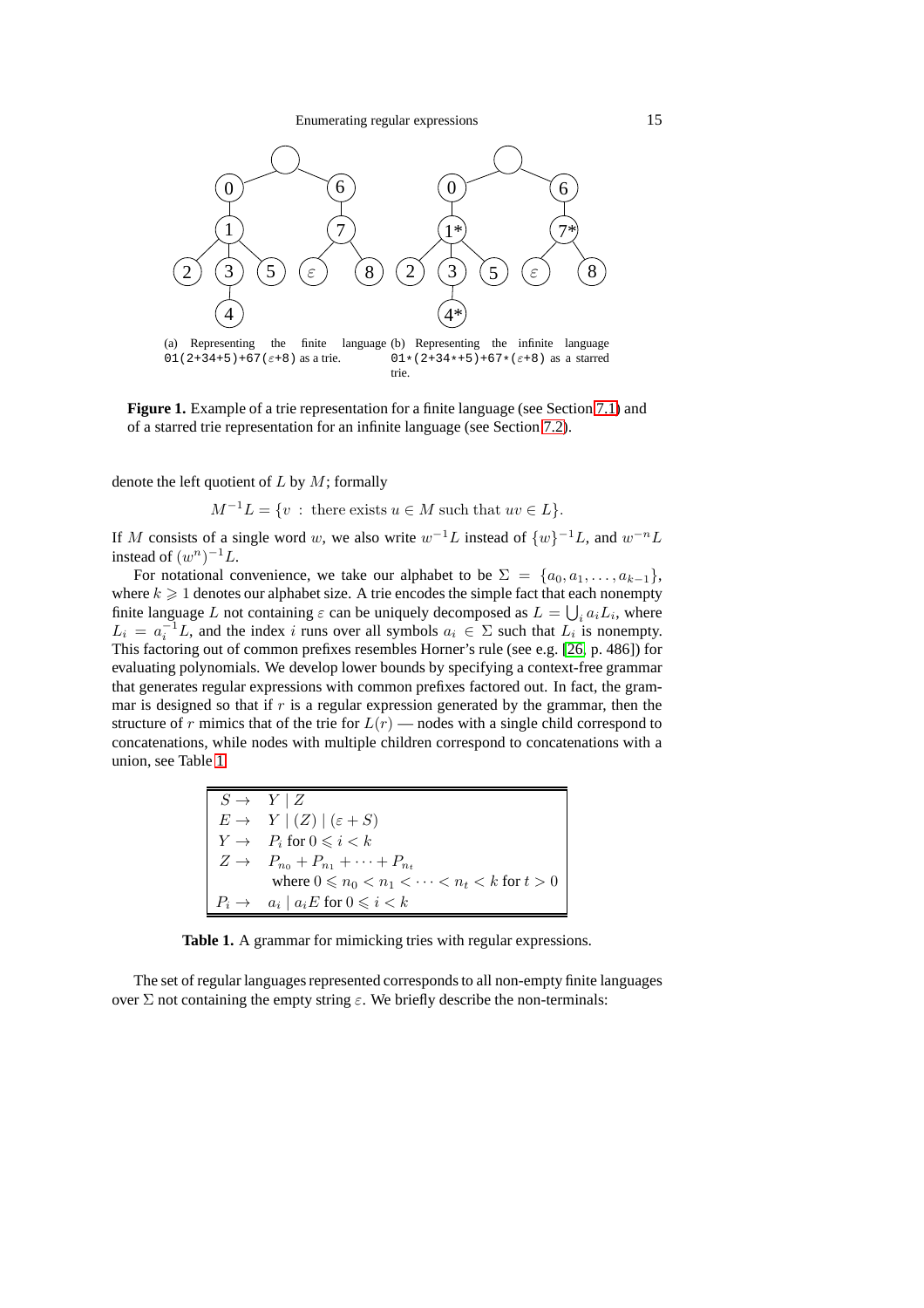(a) Representing the finite language `01(2+34+5)+67(ε+8)` as a trie.

(b) Representing the infinite language `01*(2+34*+5)+67*(ε+8)` as a starred trie.

**Figure 1.** Example of a trie representation for a finite language (see Section 7.1) and of a starred trie representation for an infinite language (see Section 7.2).

denote the left quotient of $L$ by $M$; formally

$$M^{-1}L = \{v \,:\, \text{there exists } u \in M \text{ such that } uv \in L\}.$$

If $M$ consists of a single word $w$, we also write $w^{-1}L$ instead of $\{w\}^{-1}L$, and $w^{-n}L$ instead of $(w^n)^{-1}L$.

For notational convenience, we take our alphabet to be $\Sigma = \{a_0, a_1, \ldots, a_{k-1}\}$, where $k \geqslant 1$ denotes our alphabet size. A trie encodes the simple fact that each nonempty finite language $L$ not containing $\varepsilon$ can be uniquely decomposed as $L = \bigcup_i a_i L_i$, where $L_i = a_i^{-1}L$, and the index $i$ runs over all symbols $a_i \in \Sigma$ such that $L_i$ is nonempty. This factoring out of common prefixes resembles Horner's rule (see e.g. [26, p. 486]) for evaluating polynomials. We develop lower bounds by specifying a context-free grammar that generates regular expressions with common prefixes factored out. In fact, the grammar is designed so that if $r$ is a regular expression generated by the grammar, then the structure of $r$ mimics that of the trie for $L(r)$ — nodes with a single child correspond to concatenations, while nodes with multiple children correspond to concatenations with a union, see Table 1.

| | |
|---|---|
| $S \rightarrow$ | $Y \mid Z$ |
| $E \rightarrow$ | $Y \mid (Z) \mid (\varepsilon + S)$ |
| $Y \rightarrow$ | $P_i$ for $0 \leqslant i < k$ |
| $Z \rightarrow$ | $P_{n_0} + P_{n_1} + \cdots + P_{n_t}$ where $0 \leqslant n_0 < n_1 < \cdots < n_t < k$ for $t > 0$ |
| $P_i \rightarrow$ | $a_i \mid a_i E$ for $0 \leqslant i < k$ |

**Table 1.** A grammar for mimicking tries with regular expressions.

The set of regular languages represented corresponds to all non-empty finite languages over $\Sigma$ not containing the empty string $\varepsilon$. We briefly describe the non-terminals: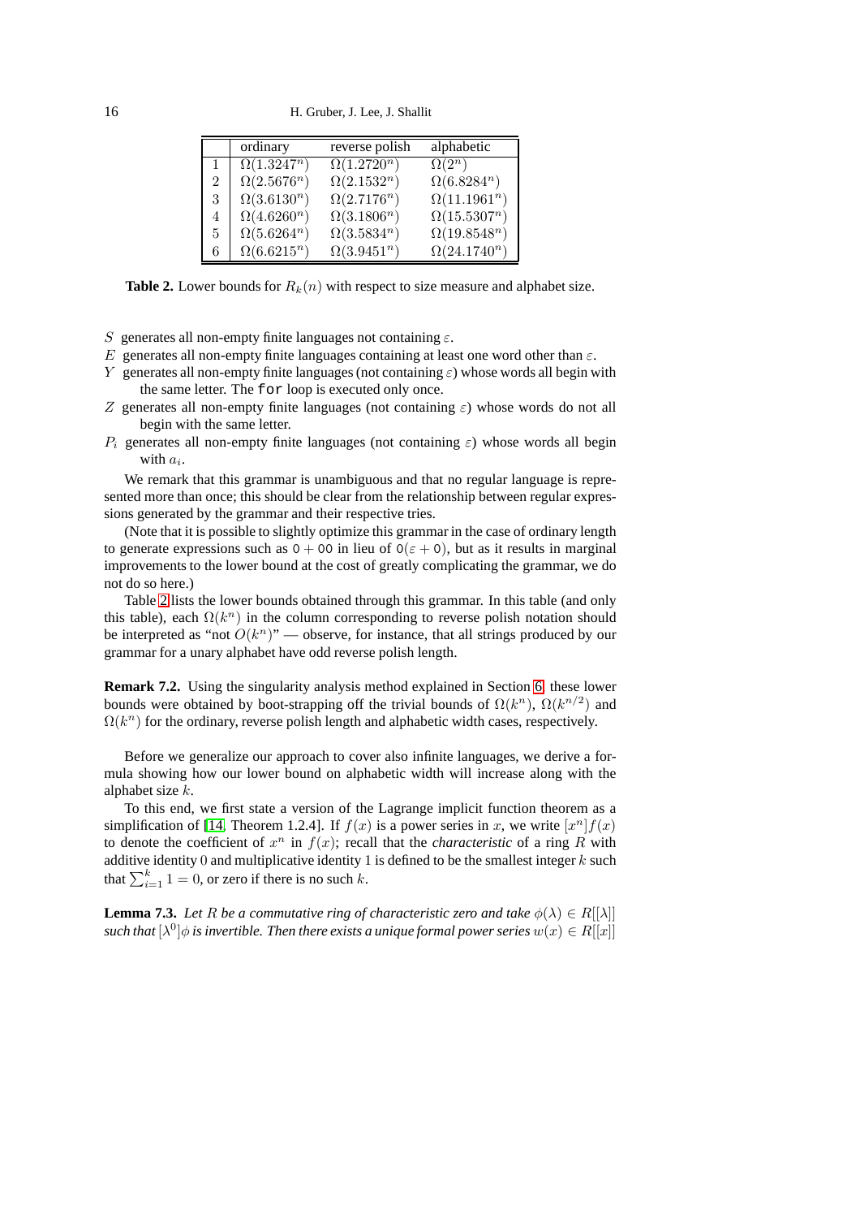|  | ordinary | reverse polish | alphabetic |
|---|---|---|---|
| 1 | $\Omega(1.3247^n)$ | $\Omega(1.2720^n)$ | $\Omega(2^n)$ |
| 2 | $\Omega(2.5676^n)$ | $\Omega(2.1532^n)$ | $\Omega(6.8284^n)$ |
| 3 | $\Omega(3.6130^n)$ | $\Omega(2.7176^n)$ | $\Omega(11.1961^n)$ |
| 4 | $\Omega(4.6260^n)$ | $\Omega(3.1806^n)$ | $\Omega(15.5307^n)$ |
| 5 | $\Omega(5.6264^n)$ | $\Omega(3.5834^n)$ | $\Omega(19.8548^n)$ |
| 6 | $\Omega(6.6215^n)$ | $\Omega(3.9451^n)$ | $\Omega(24.1740^n)$ |

**Table 2.** Lower bounds for $R_k(n)$ with respect to size measure and alphabet size.

- $S$ generates all non-empty finite languages not containing $\varepsilon$.
- $E$ generates all non-empty finite languages containing at least one word other than $\varepsilon$.
- $Y$ generates all non-empty finite languages (not containing $\varepsilon$) whose words all begin with the same letter. The `for` loop is executed only once.
- $Z$ generates all non-empty finite languages (not containing $\varepsilon$) whose words do not all begin with the same letter.
- $P_i$ generates all non-empty finite languages (not containing $\varepsilon$) whose words all begin with $a_i$.

We remark that this grammar is unambiguous and that no regular language is represented more than once; this should be clear from the relationship between regular expressions generated by the grammar and their respective tries.

(Note that it is possible to slightly optimize this grammar in the case of ordinary length to generate expressions such as $0 + 00$ in lieu of $0(\varepsilon + 0)$, but as it results in marginal improvements to the lower bound at the cost of greatly complicating the grammar, we do not do so here.)

Table 2 lists the lower bounds obtained through this grammar. In this table (and only this table), each $\Omega(k^n)$ in the column corresponding to reverse polish notation should be interpreted as "not $O(k^n)$" — observe, for instance, that all strings produced by our grammar for a unary alphabet have odd reverse polish length.

**Remark 7.2.** Using the singularity analysis method explained in Section 6, these lower bounds were obtained by boot-strapping off the trivial bounds of $\Omega(k^n)$, $\Omega(k^{n/2})$ and $\Omega(k^n)$ for the ordinary, reverse polish length and alphabetic width cases, respectively.

Before we generalize our approach to cover also infinite languages, we derive a formula showing how our lower bound on alphabetic width will increase along with the alphabet size $k$.

To this end, we first state a version of the Lagrange implicit function theorem as a simplification of [14, Theorem 1.2.4]. If $f(x)$ is a power series in $x$, we write $[x^n]f(x)$ to denote the coefficient of $x^n$ in $f(x)$; recall that the *characteristic* of a ring $R$ with additive identity 0 and multiplicative identity 1 is defined to be the smallest integer $k$ such that $\sum_{i=1}^{k} 1 = 0$, or zero if there is no such $k$.

**Lemma 7.3.** *Let $R$ be a commutative ring of characteristic zero and take $\phi(\lambda) \in R[[\lambda]]$ such that $[\lambda^0]\phi$ is invertible. Then there exists a unique formal power series $w(x) \in R[[x]]$*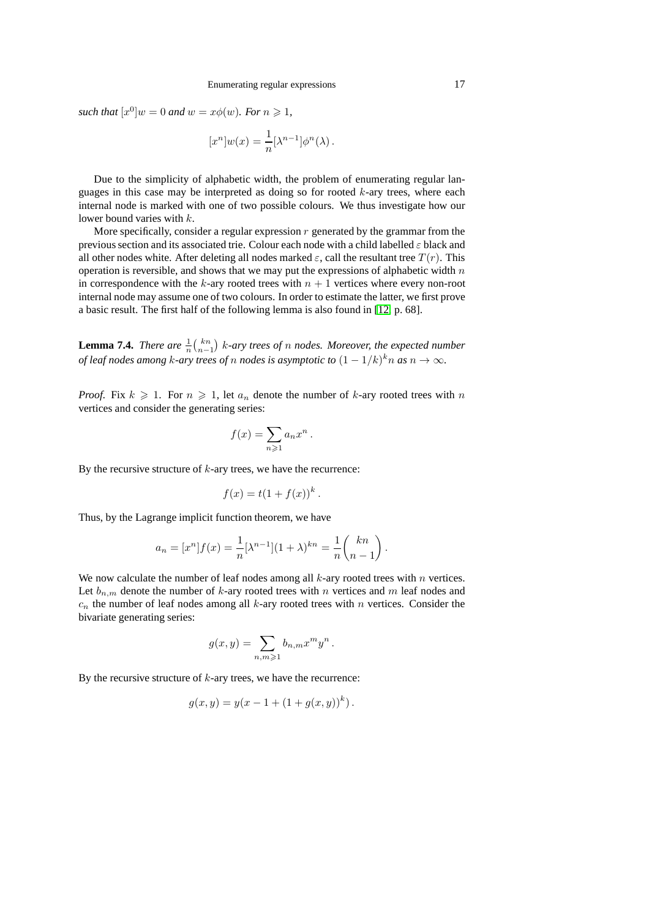*such that* $[x^0]w = 0$ *and* $w = x\phi(w)$. *For* $n \geqslant 1$,

$$[x^n]w(x) = \frac{1}{n}[\lambda^{n-1}]\phi^n(\lambda)\,.$$

Due to the simplicity of alphabetic width, the problem of enumerating regular languages in this case may be interpreted as doing so for rooted $k$-ary trees, where each internal node is marked with one of two possible colours. We thus investigate how our lower bound varies with $k$.

More specifically, consider a regular expression $r$ generated by the grammar from the previous section and its associated trie. Colour each node with a child labelled $\varepsilon$ black and all other nodes white. After deleting all nodes marked $\varepsilon$, call the resultant tree $T(r)$. This operation is reversible, and shows that we may put the expressions of alphabetic width $n$ in correspondence with the $k$-ary rooted trees with $n+1$ vertices where every non-root internal node may assume one of two colours. In order to estimate the latter, we first prove a basic result. The first half of the following lemma is also found in [12, p. 68].

**Lemma 7.4.** *There are* $\frac{1}{n}\binom{kn}{n-1}$ $k$*-ary trees of* $n$ *nodes. Moreover, the expected number of leaf nodes among* $k$*-ary trees of* $n$ *nodes is asymptotic to* $(1-1/k)^k n$ *as* $n \to \infty$.

*Proof.* Fix $k \geqslant 1$. For $n \geqslant 1$, let $a_n$ denote the number of $k$-ary rooted trees with $n$ vertices and consider the generating series:

$$f(x) = \sum_{n \geqslant 1} a_n x^n\,.$$

By the recursive structure of $k$-ary trees, we have the recurrence:

$$f(x) = t(1 + f(x))^k\,.$$

Thus, by the Lagrange implicit function theorem, we have

$$a_n = [x^n]f(x) = \frac{1}{n}[\lambda^{n-1}](1+\lambda)^{kn} = \frac{1}{n}\binom{kn}{n-1}\,.$$

We now calculate the number of leaf nodes among all $k$-ary rooted trees with $n$ vertices. Let $b_{n,m}$ denote the number of $k$-ary rooted trees with $n$ vertices and $m$ leaf nodes and $c_n$ the number of leaf nodes among all $k$-ary rooted trees with $n$ vertices. Consider the bivariate generating series:

$$g(x,y) = \sum_{n,m \geqslant 1} b_{n,m} x^m y^n\,.$$

By the recursive structure of $k$-ary trees, we have the recurrence:

$$g(x,y) = y(x - 1 + (1 + g(x,y))^k)\,.$$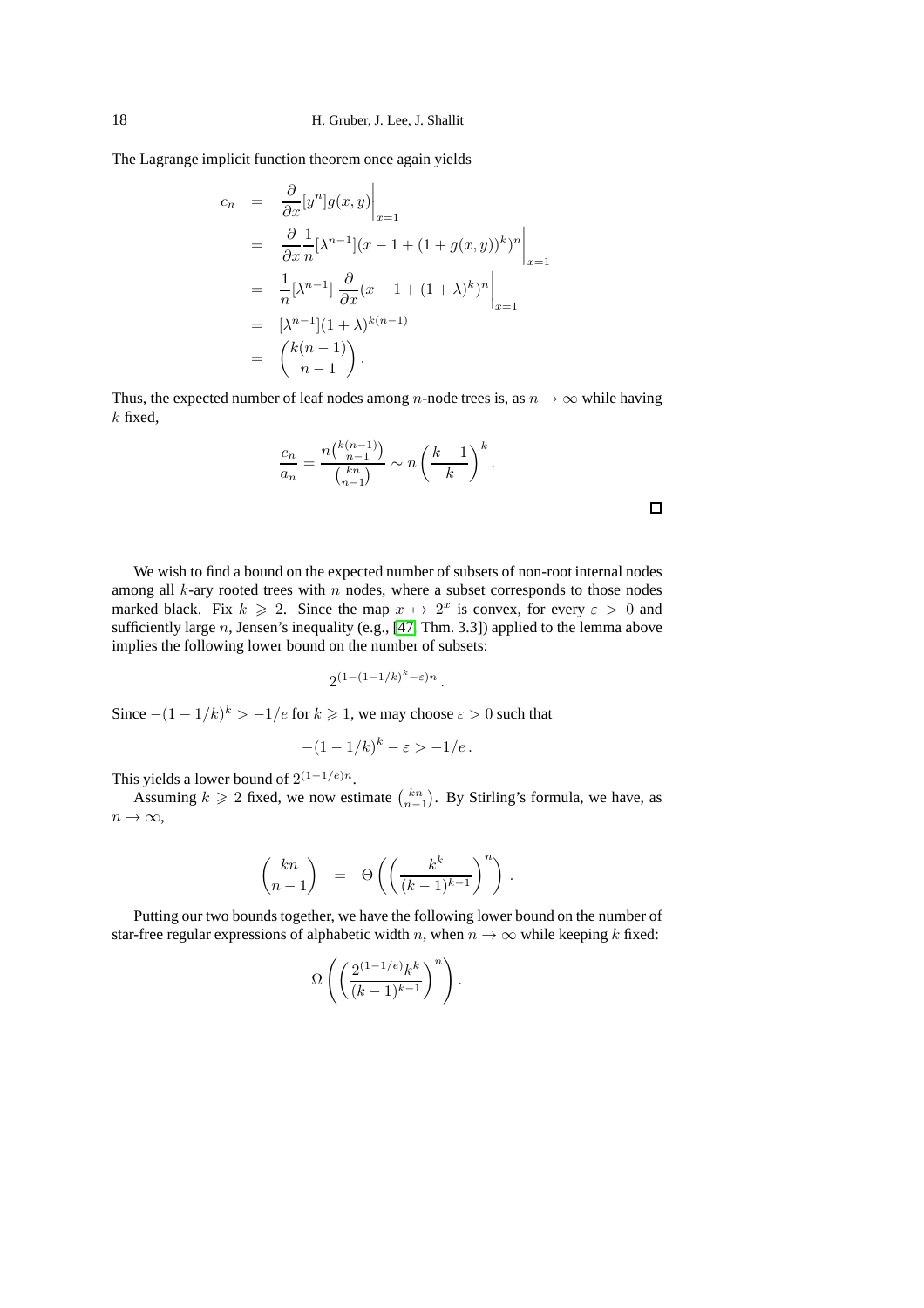The Lagrange implicit function theorem once again yields

$$
\begin{aligned}
c_n &= \frac{\partial}{\partial x}[y^n]g(x,y)\bigg|_{x=1} \\
&= \frac{\partial}{\partial x}\frac{1}{n}[\lambda^{n-1}](x-1+(1+g(x,y))^k)^n\bigg|_{x=1} \\
&= \frac{1}{n}[\lambda^{n-1}]\ \frac{\partial}{\partial x}(x-1+(1+\lambda)^k)^n\bigg|_{x=1} \\
&= [\lambda^{n-1}](1+\lambda)^{k(n-1)} \\
&= \binom{k(n-1)}{n-1}.
\end{aligned}
$$

Thus, the expected number of leaf nodes among $n$-node trees is, as $n \to \infty$ while having $k$ fixed,

$$
\frac{c_n}{a_n} = \frac{n\binom{k(n-1)}{n-1}}{\binom{kn}{n-1}} \sim n\left(\frac{k-1}{k}\right)^k.
$$

□

We wish to find a bound on the expected number of subsets of non-root internal nodes among all $k$-ary rooted trees with $n$ nodes, where a subset corresponds to those nodes marked black. Fix $k \geqslant 2$. Since the map $x \mapsto 2^x$ is convex, for every $\varepsilon > 0$ and sufficiently large $n$, Jensen's inequality (e.g., [47, Thm. 3.3]) applied to the lemma above implies the following lower bound on the number of subsets:

$$
2^{(1-(1-1/k)^k-\varepsilon)n}.
$$

Since $-(1-1/k)^k > -1/e$ for $k \geqslant 1$, we may choose $\varepsilon > 0$ such that

$$
-(1-1/k)^k - \varepsilon > -1/e.
$$

This yields a lower bound of $2^{(1-1/e)n}$.

Assuming $k \geqslant 2$ fixed, we now estimate $\binom{kn}{n-1}$. By Stirling's formula, we have, as $n \to \infty$,

$$
\binom{kn}{n-1} = \Theta\left(\left(\frac{k^k}{(k-1)^{k-1}}\right)^n\right).
$$

Putting our two bounds together, we have the following lower bound on the number of star-free regular expressions of alphabetic width $n$, when $n \to \infty$ while keeping $k$ fixed:

$$
\Omega\left(\left(\frac{2^{(1-1/e)}k^k}{(k-1)^{k-1}}\right)^n\right).
$$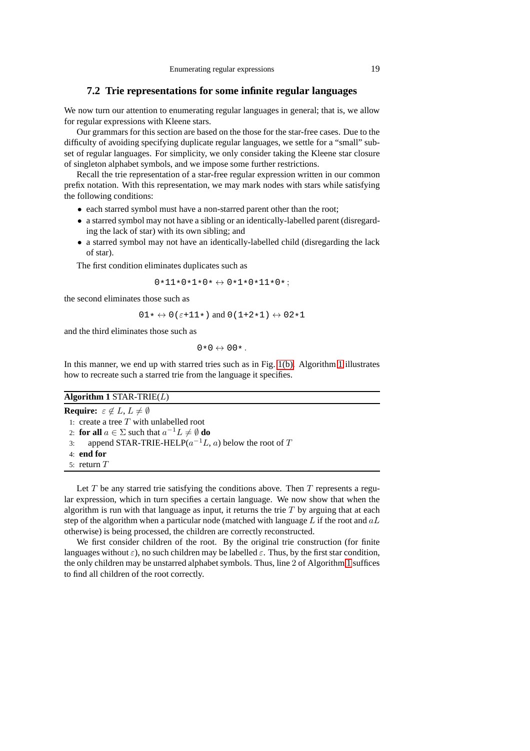## 7.2 Trie representations for some infinite regular languages

We now turn our attention to enumerating regular languages in general; that is, we allow for regular expressions with Kleene stars.

Our grammars for this section are based on the those for the star-free cases. Due to the difficulty of avoiding specifying duplicate regular languages, we settle for a "small" subset of regular languages. For simplicity, we only consider taking the Kleene star closure of singleton alphabet symbols, and we impose some further restrictions.

Recall the trie representation of a star-free regular expression written in our common prefix notation. With this representation, we may mark nodes with stars while satisfying the following conditions:

- each starred symbol must have a non-starred parent other than the root;
- a starred symbol may not have a sibling or an identically-labelled parent (disregarding the lack of star) with its own sibling; and
- a starred symbol may not have an identically-labelled child (disregarding the lack of star).

The first condition eliminates duplicates such as

$$\texttt{0*11*0*1*0*} \leftrightarrow \texttt{0*1*0*11*0*}\,;$$

the second eliminates those such as

$$\texttt{01*} \leftrightarrow \texttt{0(}\varepsilon\texttt{+11*)} \text{ and } \texttt{0(1+2*1)} \leftrightarrow \texttt{02*1}$$

and the third eliminates those such as

$$\texttt{0*0} \leftrightarrow \texttt{00*}\,.$$

In this manner, we end up with starred tries such as in Fig. 1(b). Algorithm 1 illustrates how to recreate such a starred trie from the language it specifies.

---

**Algorithm 1** STAR-TRIE($L$)

---

**Require:** $\varepsilon \notin L$, $L \neq \emptyset$

1: create a tree $T$ with unlabelled root
2: **for all** $a \in \Sigma$ such that $a^{-1}L \neq \emptyset$ **do**
3: &nbsp;&nbsp;&nbsp;&nbsp;append STAR-TRIE-HELP($a^{-1}L$, $a$) below the root of $T$
4: **end for**
5: return $T$

---

Let $T$ be any starred trie satisfying the conditions above. Then $T$ represents a regular expression, which in turn specifies a certain language. We now show that when the algorithm is run with that language as input, it returns the trie $T$ by arguing that at each step of the algorithm when a particular node (matched with language $L$ if the root and $aL$ otherwise) is being processed, the children are correctly reconstructed.

We first consider children of the root. By the original trie construction (for finite languages without $\varepsilon$), no such children may be labelled $\varepsilon$. Thus, by the first star condition, the only children may be unstarred alphabet symbols. Thus, line 2 of Algorithm 1 suffices to find all children of the root correctly.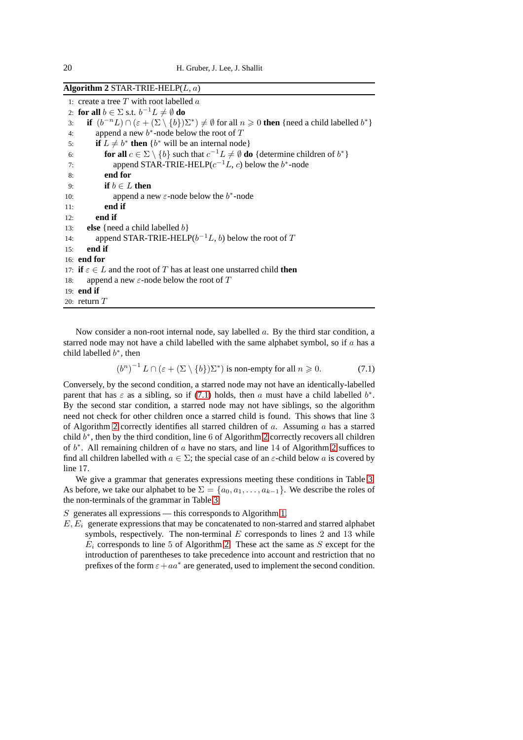**Algorithm 2** STAR-TRIE-HELP($L$, $a$)

```
1: create a tree T with root labelled a
2: for all b ∈ Σ s.t. b^{-1}L ≠ ∅ do
3:   if (b^{-n}L) ∩ (ε + (Σ \ {b})Σ*) ≠ ∅ for all n ⩾ 0 then {need a child labelled b*}
4:     append a new b*-node below the root of T
5:     if L ≠ b* then {b* will be an internal node}
6:       for all c ∈ Σ \ {b} such that c^{-1}L ≠ ∅ do {determine children of b*}
7:         append STAR-TRIE-HELP(c^{-1}L, c) below the b*-node
8:       end for
9:       if b ∈ L then
10:        append a new ε-node below the b*-node
11:      end if
12:    end if
13:  else {need a child labelled b}
14:    append STAR-TRIE-HELP(b^{-1}L, b) below the root of T
15:  end if
16: end for
17: if ε ∈ L and the root of T has at least one unstarred child then
18:   append a new ε-node below the root of T
19: end if
20: return T
```

Now consider a non-root internal node, say labelled $a$. By the third star condition, a starred node may not have a child labelled with the same alphabet symbol, so if $a$ has a child labelled $b^*$, then

$$(b^n)^{-1} L \cap (\varepsilon + (\Sigma \setminus \{b\})\Sigma^*) \text{ is non-empty for all } n \geqslant 0. \tag{7.1}$$

Conversely, by the second condition, a starred node may not have an identically-labelled parent that has $\varepsilon$ as a sibling, so if (7.1) holds, then $a$ must have a child labelled $b^*$. By the second star condition, a starred node may not have siblings, so the algorithm need not check for other children once a starred child is found. This shows that line 3 of Algorithm 2 correctly identifies all starred children of $a$. Assuming $a$ has a starred child $b^*$, then by the third condition, line 6 of Algorithm 2 correctly recovers all children of $b^*$. All remaining children of $a$ have no stars, and line 14 of Algorithm 2 suffices to find all children labelled with $a \in \Sigma$; the special case of an $\varepsilon$-child below $a$ is covered by line 17.

We give a grammar that generates expressions meeting these conditions in Table 3. As before, we take our alphabet to be $\Sigma = \{a_0, a_1, \ldots, a_{k-1}\}$. We describe the roles of the non-terminals of the grammar in Table 3.

$S$ generates all expressions — this corresponds to Algorithm 1.

$E, E_i$ generate expressions that may be concatenated to non-starred and starred alphabet symbols, respectively. The non-terminal $E$ corresponds to lines 2 and 13 while $E_i$ corresponds to line 5 of Algorithm 2. These act the same as $S$ except for the introduction of parentheses to take precedence into account and restriction that no prefixes of the form $\varepsilon + aa^*$ are generated, used to implement the second condition.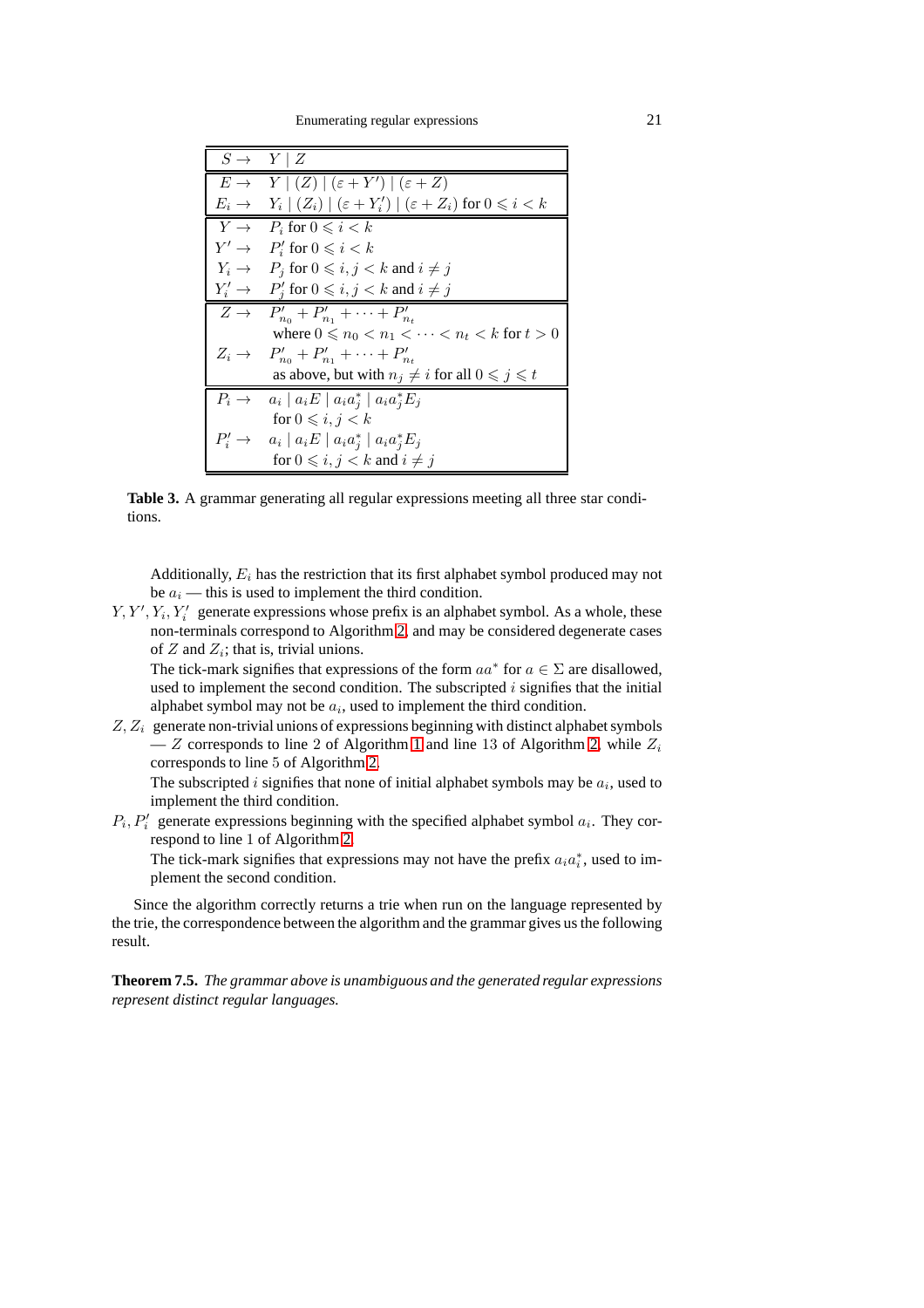| | |
|---|---|
| $S \to$ | $Y \mid Z$ |
| $E \to$ | $Y \mid (Z) \mid (\varepsilon + Y') \mid (\varepsilon + Z)$ |
| $E_i \to$ | $Y_i \mid (Z_i) \mid (\varepsilon + Y_i') \mid (\varepsilon + Z_i)$ for $0 \leqslant i < k$ |
| $Y \to$ | $P_i$ for $0 \leqslant i < k$ |
| $Y' \to$ | $P_i'$ for $0 \leqslant i < k$ |
| $Y_i \to$ | $P_j$ for $0 \leqslant i, j < k$ and $i \neq j$ |
| $Y_i' \to$ | $P_j'$ for $0 \leqslant i, j < k$ and $i \neq j$ |
| $Z \to$ | $P'_{n_0} + P'_{n_1} + \cdots + P'_{n_t}$ where $0 \leqslant n_0 < n_1 < \cdots < n_t < k$ for $t > 0$ |
| $Z_i \to$ | $P'_{n_0} + P'_{n_1} + \cdots + P'_{n_t}$ as above, but with $n_j \neq i$ for all $0 \leqslant j \leqslant t$ |
| $P_i \to$ | $a_i \mid a_i E \mid a_i a_j^* \mid a_i a_j^* E_j$ for $0 \leqslant i, j < k$ |
| $P_i' \to$ | $a_i \mid a_i E \mid a_i a_j^* \mid a_i a_j^* E_j$ for $0 \leqslant i, j < k$ and $i \neq j$ |

**Table 3.** A grammar generating all regular expressions meeting all three star conditions.

Additionally, $E_i$ has the restriction that its first alphabet symbol produced may not be $a_i$ — this is used to implement the third condition.

$Y, Y', Y_i, Y_i'$ generate expressions whose prefix is an alphabet symbol. As a whole, these non-terminals correspond to Algorithm 2, and may be considered degenerate cases of $Z$ and $Z_i$; that is, trivial unions.

The tick-mark signifies that expressions of the form $aa^*$ for $a \in \Sigma$ are disallowed, used to implement the second condition. The subscripted $i$ signifies that the initial alphabet symbol may not be $a_i$, used to implement the third condition.

$Z, Z_i$ generate non-trivial unions of expressions beginning with distinct alphabet symbols — $Z$ corresponds to line 2 of Algorithm 1 and line 13 of Algorithm 2, while $Z_i$ corresponds to line 5 of Algorithm 2.

The subscripted $i$ signifies that none of initial alphabet symbols may be $a_i$, used to implement the third condition.

$P_i, P_i'$ generate expressions beginning with the specified alphabet symbol $a_i$. They correspond to line 1 of Algorithm 2.

The tick-mark signifies that expressions may not have the prefix $a_i a_i^*$, used to implement the second condition.

Since the algorithm correctly returns a trie when run on the language represented by the trie, the correspondence between the algorithm and the grammar gives us the following result.

**Theorem 7.5.** *The grammar above is unambiguous and the generated regular expressions represent distinct regular languages.*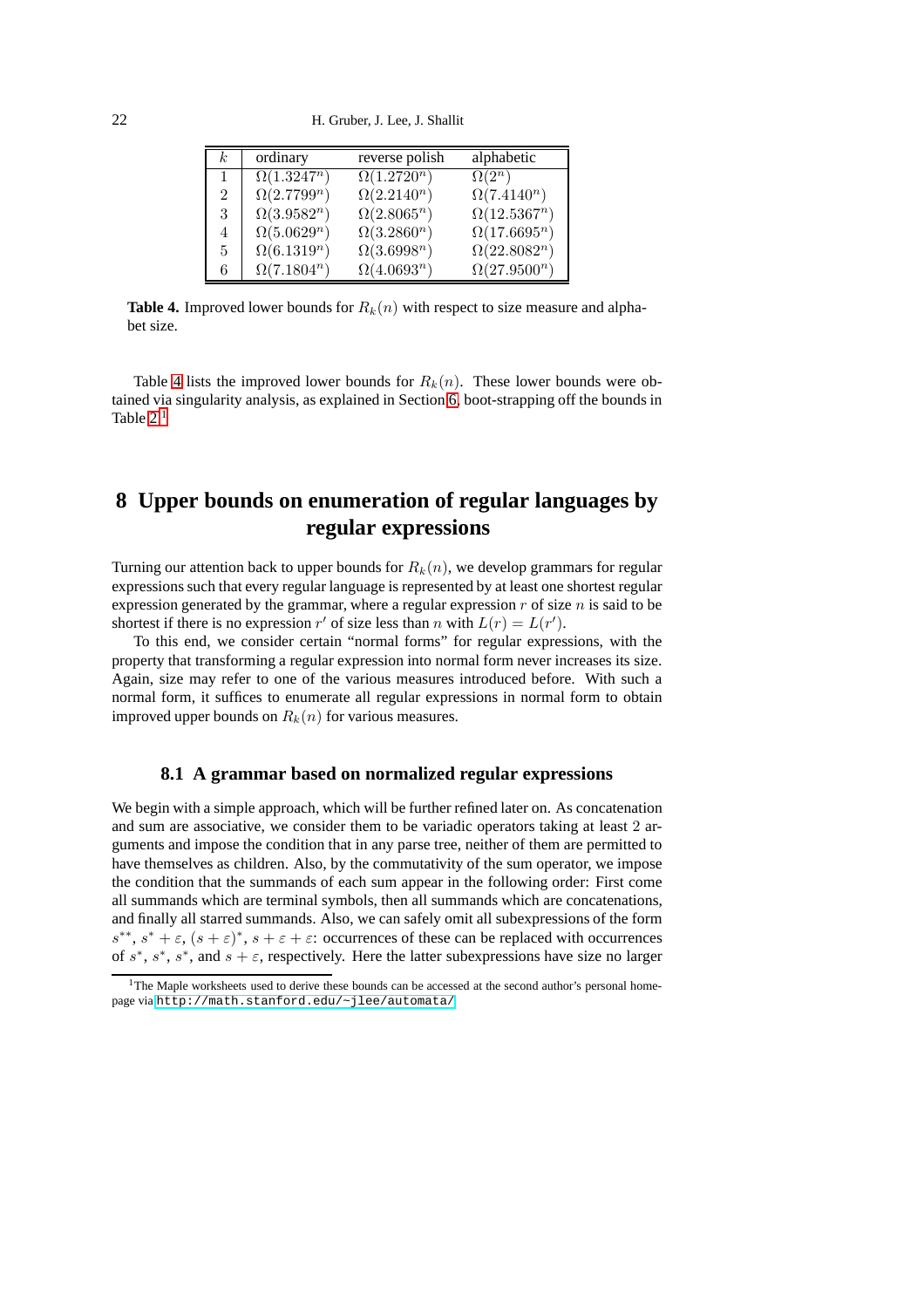| $k$ | ordinary | reverse polish | alphabetic |
|---|---|---|---|
| 1 | $\Omega(1.3247^n)$ | $\Omega(1.2720^n)$ | $\Omega(2^n)$ |
| 2 | $\Omega(2.7799^n)$ | $\Omega(2.2140^n)$ | $\Omega(7.4140^n)$ |
| 3 | $\Omega(3.9582^n)$ | $\Omega(2.8065^n)$ | $\Omega(12.5367^n)$ |
| 4 | $\Omega(5.0629^n)$ | $\Omega(3.2860^n)$ | $\Omega(17.6695^n)$ |
| 5 | $\Omega(6.1319^n)$ | $\Omega(3.6998^n)$ | $\Omega(22.8082^n)$ |
| 6 | $\Omega(7.1804^n)$ | $\Omega(4.0693^n)$ | $\Omega(27.9500^n)$ |

**Table 4.** Improved lower bounds for $R_k(n)$ with respect to size measure and alphabet size.

Table 4 lists the improved lower bounds for $R_k(n)$. These lower bounds were obtained via singularity analysis, as explained in Section 6, boot-strapping off the bounds in Table 2.[1]

# 8 Upper bounds on enumeration of regular languages by regular expressions

Turning our attention back to upper bounds for $R_k(n)$, we develop grammars for regular expressions such that every regular language is represented by at least one shortest regular expression generated by the grammar, where a regular expression $r$ of size $n$ is said to be shortest if there is no expression $r'$ of size less than $n$ with $L(r) = L(r')$.

To this end, we consider certain "normal forms" for regular expressions, with the property that transforming a regular expression into normal form never increases its size. Again, size may refer to one of the various measures introduced before. With such a normal form, it suffices to enumerate all regular expressions in normal form to obtain improved upper bounds on $R_k(n)$ for various measures.

## 8.1 A grammar based on normalized regular expressions

We begin with a simple approach, which will be further refined later on. As concatenation and sum are associative, we consider them to be variadic operators taking at least 2 arguments and impose the condition that in any parse tree, neither of them are permitted to have themselves as children. Also, by the commutativity of the sum operator, we impose the condition that the summands of each sum appear in the following order: First come all summands which are terminal symbols, then all summands which are concatenations, and finally all starred summands. Also, we can safely omit all subexpressions of the form $s^{**}$, $s^* + \varepsilon$, $(s + \varepsilon)^*$, $s + \varepsilon + \varepsilon$: occurrences of these can be replaced with occurrences of $s^*$, $s^*$, $s^*$, and $s + \varepsilon$, respectively. Here the latter subexpressions have size no larger

[1] The Maple worksheets used to derive these bounds can be accessed at the second author's personal homepage via http://math.stanford.edu/~jlee/automata/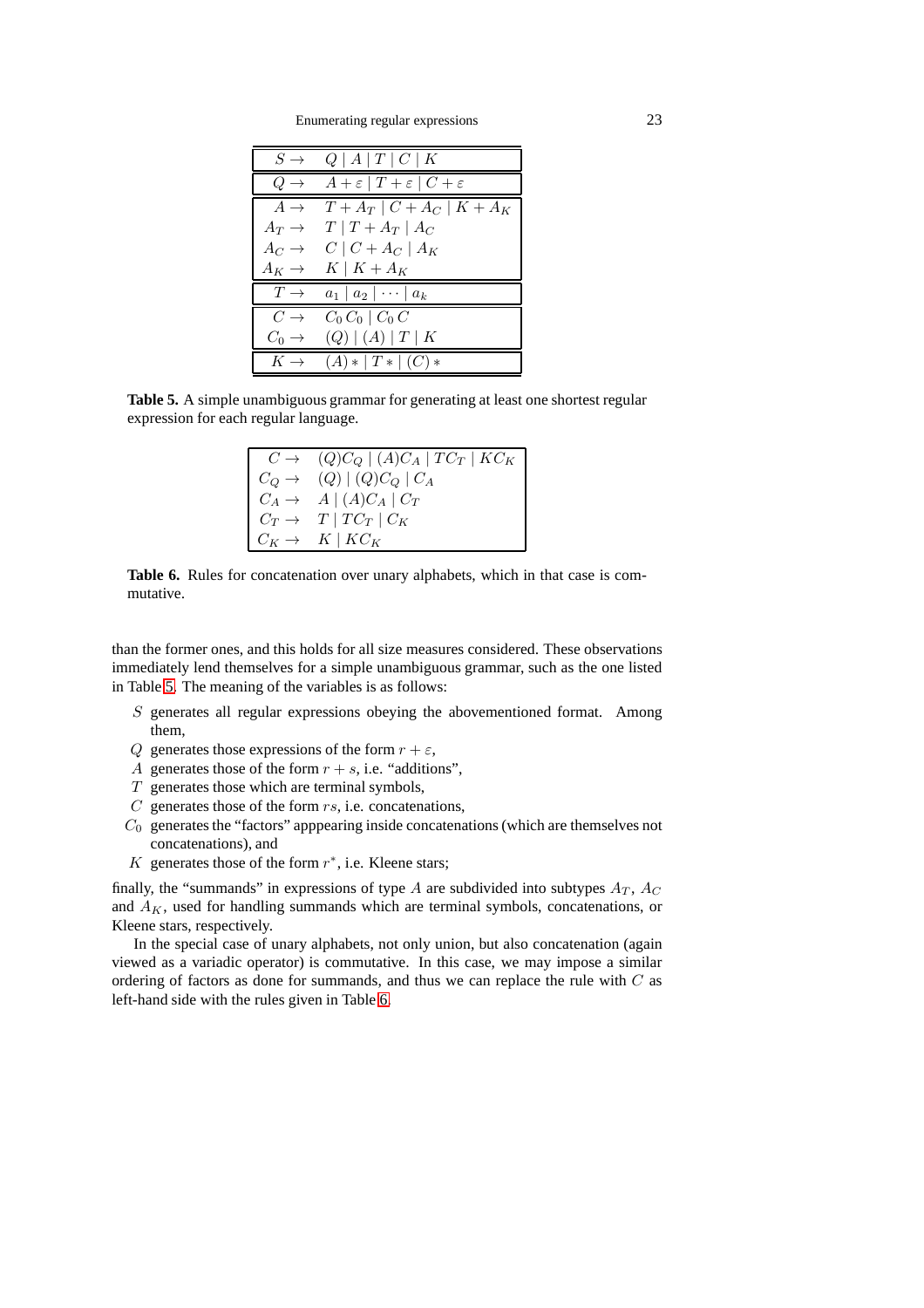| | |
|---|---|
| $S \rightarrow$ | $Q \mid A \mid T \mid C \mid K$ |
| $Q \rightarrow$ | $A + \varepsilon \mid T + \varepsilon \mid C + \varepsilon$ |
| $A \rightarrow$ | $T + A_T \mid C + A_C \mid K + A_K$ |
| $A_T \rightarrow$ | $T \mid T + A_T \mid A_C$ |
| $A_C \rightarrow$ | $C \mid C + A_C \mid A_K$ |
| $A_K \rightarrow$ | $K \mid K + A_K$ |
| $T \rightarrow$ | $a_1 \mid a_2 \mid \cdots \mid a_k$ |
| $C \rightarrow$ | $C_0\, C_0 \mid C_0\, C$ |
| $C_0 \rightarrow$ | $(Q) \mid (A) \mid T \mid K$ |
| $K \rightarrow$ | $(A)* \mid T* \mid (C)*$ |

**Table 5.** A simple unambiguous grammar for generating at least one shortest regular expression for each regular language.

| | |
|---|---|
| $C \rightarrow$ | $(Q)C_Q \mid (A)C_A \mid TC_T \mid KC_K$ |
| $C_Q \rightarrow$ | $(Q) \mid (Q)C_Q \mid C_A$ |
| $C_A \rightarrow$ | $A \mid (A)C_A \mid C_T$ |
| $C_T \rightarrow$ | $T \mid TC_T \mid C_K$ |
| $C_K \rightarrow$ | $K \mid KC_K$ |

**Table 6.** Rules for concatenation over unary alphabets, which in that case is commutative.

than the former ones, and this holds for all size measures considered. These observations immediately lend themselves for a simple unambiguous grammar, such as the one listed in Table 5. The meaning of the variables is as follows:

- $S$ generates all regular expressions obeying the abovementioned format. Among them,
- $Q$ generates those expressions of the form $r + \varepsilon$,
- $A$ generates those of the form $r + s$, i.e. "additions",
- $T$ generates those which are terminal symbols,
- $C$ generates those of the form $rs$, i.e. concatenations,
- $C_0$ generates the "factors" apppearing inside concatenations (which are themselves not concatenations), and
- $K$ generates those of the form $r^*$, i.e. Kleene stars;

finally, the "summands" in expressions of type $A$ are subdivided into subtypes $A_T$, $A_C$ and $A_K$, used for handling summands which are terminal symbols, concatenations, or Kleene stars, respectively.

In the special case of unary alphabets, not only union, but also concatenation (again viewed as a variadic operator) is commutative. In this case, we may impose a similar ordering of factors as done for summands, and thus we can replace the rule with $C$ as left-hand side with the rules given in Table 6.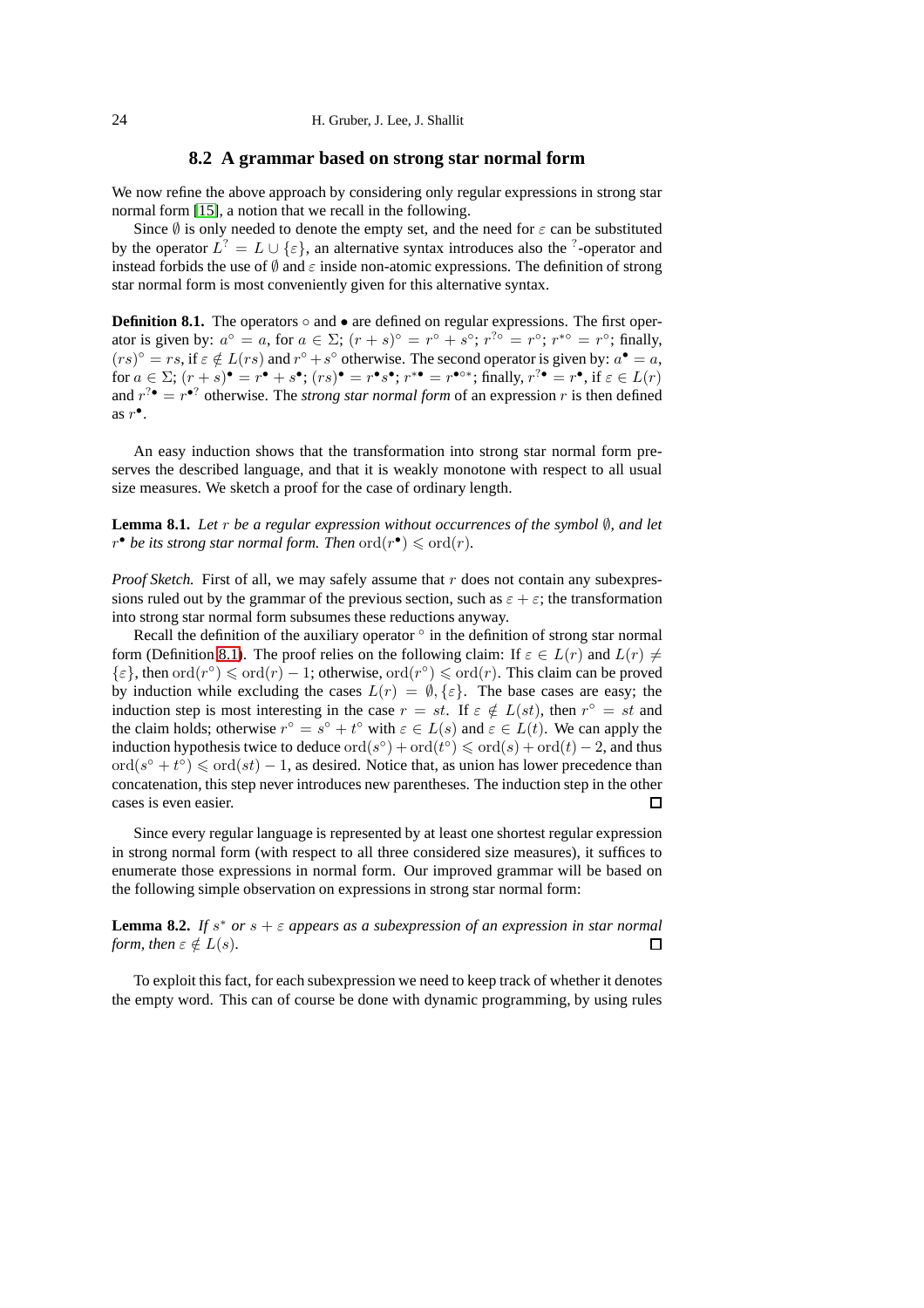## 8.2 A grammar based on strong star normal form

We now refine the above approach by considering only regular expressions in strong star normal form [15], a notion that we recall in the following.

Since $\emptyset$ is only needed to denote the empty set, and the need for $\varepsilon$ can be substituted by the operator $L^? = L \cup \{\varepsilon\}$, an alternative syntax introduces also the $^?$-operator and instead forbids the use of $\emptyset$ and $\varepsilon$ inside non-atomic expressions. The definition of strong star normal form is most conveniently given for this alternative syntax.

**Definition 8.1.** The operators $\circ$ and $\bullet$ are defined on regular expressions. The first operator is given by: $a^\circ = a$, for $a \in \Sigma$; $(r+s)^\circ = r^\circ + s^\circ$; $r^{?\circ} = r^\circ$; $r^{*\circ} = r^\circ$; finally, $(rs)^\circ = rs$, if $\varepsilon \notin L(rs)$ and $r^\circ + s^\circ$ otherwise. The second operator is given by: $a^\bullet = a$, for $a \in \Sigma$; $(r+s)^\bullet = r^\bullet + s^\bullet$; $(rs)^\bullet = r^\bullet s^\bullet$; $r^{*\bullet} = r^{\bullet\circ *}$; finally, $r^{?\bullet} = r^\bullet$, if $\varepsilon \in L(r)$ and $r^{?\bullet} = r^{\bullet ?}$ otherwise. The *strong star normal form* of an expression $r$ is then defined as $r^\bullet$.

An easy induction shows that the transformation into strong star normal form preserves the described language, and that it is weakly monotone with respect to all usual size measures. We sketch a proof for the case of ordinary length.

**Lemma 8.1.** *Let $r$ be a regular expression without occurrences of the symbol $\emptyset$, and let $r^\bullet$ be its strong star normal form. Then* $\mathrm{ord}(r^\bullet) \leqslant \mathrm{ord}(r)$.

*Proof Sketch.* First of all, we may safely assume that $r$ does not contain any subexpressions ruled out by the grammar of the previous section, such as $\varepsilon + \varepsilon$; the transformation into strong star normal form subsumes these reductions anyway.

Recall the definition of the auxiliary operator $^\circ$ in the definition of strong star normal form (Definition 8.1). The proof relies on the following claim: If $\varepsilon \in L(r)$ and $L(r) \neq \{\varepsilon\}$, then $\mathrm{ord}(r^\circ) \leqslant \mathrm{ord}(r) - 1$; otherwise, $\mathrm{ord}(r^\circ) \leqslant \mathrm{ord}(r)$. This claim can be proved by induction while excluding the cases $L(r) = \emptyset, \{\varepsilon\}$. The base cases are easy; the induction step is most interesting in the case $r = st$. If $\varepsilon \notin L(st)$, then $r^\circ = st$ and the claim holds; otherwise $r^\circ = s^\circ + t^\circ$ with $\varepsilon \in L(s)$ and $\varepsilon \in L(t)$. We can apply the induction hypothesis twice to deduce $\mathrm{ord}(s^\circ) + \mathrm{ord}(t^\circ) \leqslant \mathrm{ord}(s) + \mathrm{ord}(t) - 2$, and thus $\mathrm{ord}(s^\circ + t^\circ) \leqslant \mathrm{ord}(st) - 1$, as desired. Notice that, as union has lower precedence than concatenation, this step never introduces new parentheses. The induction step in the other cases is even easier. □

Since every regular language is represented by at least one shortest regular expression in strong normal form (with respect to all three considered size measures), it suffices to enumerate those expressions in normal form. Our improved grammar will be based on the following simple observation on expressions in strong star normal form:

**Lemma 8.2.** *If $s^*$ or $s + \varepsilon$ appears as a subexpression of an expression in star normal form, then $\varepsilon \notin L(s)$.* □

To exploit this fact, for each subexpression we need to keep track of whether it denotes the empty word. This can of course be done with dynamic programming, by using rules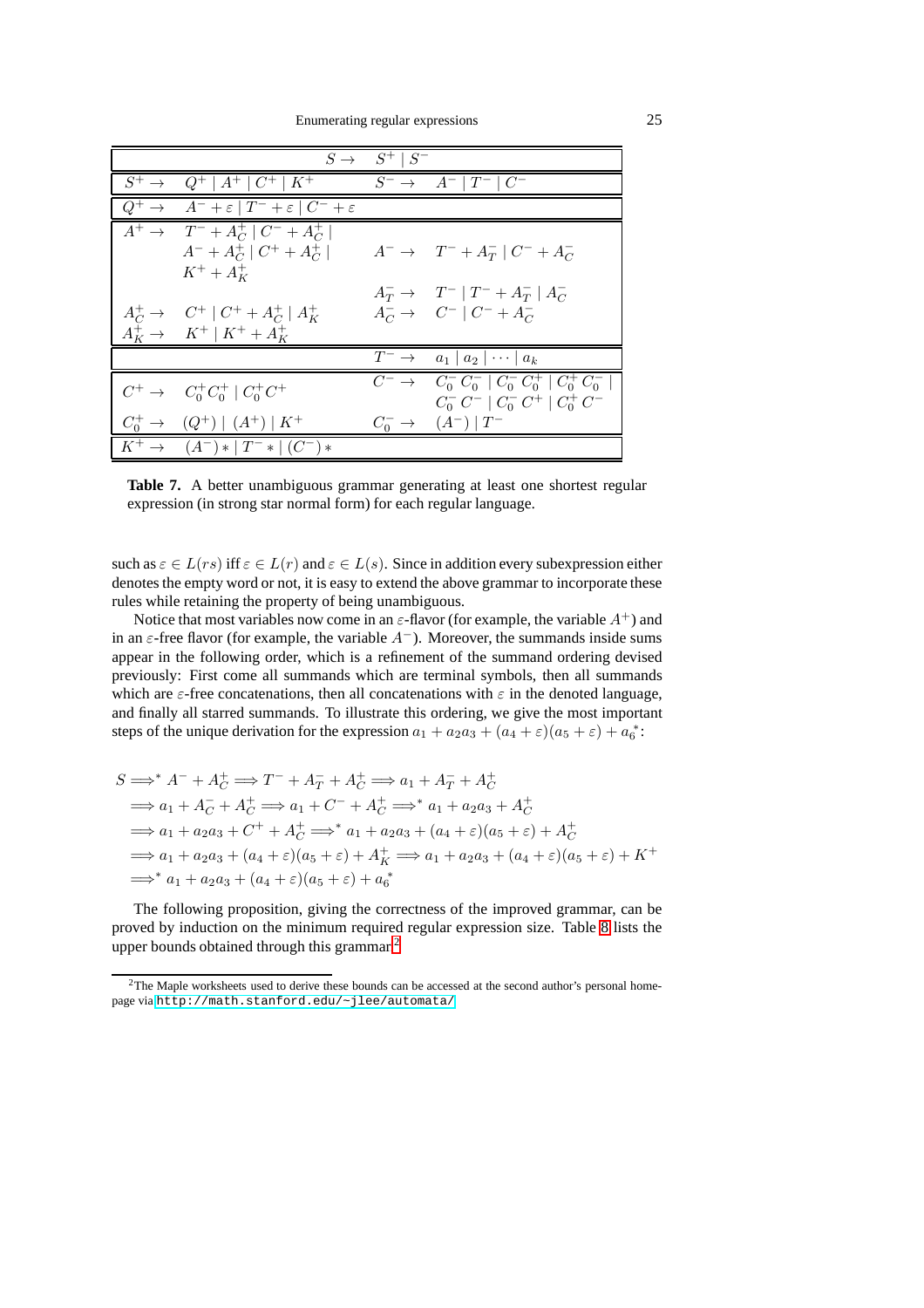| | | | |
|---|---|---|---|
| | $S \rightarrow$ | $S^+ \mid S^-$ | |
| $S^+ \rightarrow$ | $Q^+ \mid A^+ \mid C^+ \mid K^+$ | $S^- \rightarrow$ | $A^- \mid T^- \mid C^-$ |
| $Q^+ \rightarrow$ | $A^- + \varepsilon \mid T^- + \varepsilon \mid C^- + \varepsilon$ | | |
| $A^+ \rightarrow$ | $T^- + A^+_C \mid C^- + A^+_C \mid A^- + A^+_C \mid C^+ + A^+_C \mid K^+ + A^+_K$ | $A^- \rightarrow$ | $T^- + A^-_T \mid C^- + A^-_C$ |
| | | $A^-_T \rightarrow$ | $T^- \mid T^- + A^-_T \mid A^-_C$ |
| $A^+_C \rightarrow$ | $C^+ \mid C^+ + A^+_C \mid A^+_K$ | $A^-_C \rightarrow$ | $C^- \mid C^- + A^-_C$ |
| $A^+_K \rightarrow$ | $K^+ \mid K^+ + A^+_K$ | | |
| | | $T^- \rightarrow$ | $a_1 \mid a_2 \mid \cdots \mid a_k$ |
| $C^+ \rightarrow$ | $C^+_0 C^+_0 \mid C^+_0 C^+$ | $C^- \rightarrow$ | $C^-_0\, C^-_0 \mid C^-_0\, C^+_0 \mid C^+_0\, C^-_0 \mid C^-_0\, C^- \mid C^-_0\, C^+ \mid C^+_0\, C^-$ |
| $C^+_0 \rightarrow$ | $(Q^+) \mid (A^+) \mid K^+$ | $C^-_0 \rightarrow$ | $(A^-) \mid T^-$ |
| $K^+ \rightarrow$ | $(A^-)* \mid T^- * \mid (C^-)*$ | | |

**Table 7.** A better unambiguous grammar generating at least one shortest regular expression (in strong star normal form) for each regular language.

such as $\varepsilon \in L(rs)$ iff $\varepsilon \in L(r)$ and $\varepsilon \in L(s)$. Since in addition every subexpression either denotes the empty word or not, it is easy to extend the above grammar to incorporate these rules while retaining the property of being unambiguous.

Notice that most variables now come in an $\varepsilon$-flavor (for example, the variable $A^+$) and in an $\varepsilon$-free flavor (for example, the variable $A^-$). Moreover, the summands inside sums appear in the following order, which is a refinement of the summand ordering devised previously: First come all summands which are terminal symbols, then all summands which are $\varepsilon$-free concatenations, then all concatenations with $\varepsilon$ in the denoted language, and finally all starred summands. To illustrate this ordering, we give the most important steps of the unique derivation for the expression $a_1 + a_2a_3 + (a_4 + \varepsilon)(a_5 + \varepsilon) + a_6^*$:

$$
\begin{aligned}
S &\Longrightarrow^* A^- + A^+_C \Longrightarrow T^- + A^-_T + A^+_C \Longrightarrow a_1 + A^-_T + A^+_C \\
&\Longrightarrow a_1 + A^-_C + A^+_C \Longrightarrow a_1 + C^- + A^+_C \Longrightarrow^* a_1 + a_2a_3 + A^+_C \\
&\Longrightarrow a_1 + a_2a_3 + C^+ + A^+_C \Longrightarrow^* a_1 + a_2a_3 + (a_4 + \varepsilon)(a_5 + \varepsilon) + A^+_C \\
&\Longrightarrow a_1 + a_2a_3 + (a_4 + \varepsilon)(a_5 + \varepsilon) + A^+_K \Longrightarrow a_1 + a_2a_3 + (a_4 + \varepsilon)(a_5 + \varepsilon) + K^+ \\
&\Longrightarrow^* a_1 + a_2a_3 + (a_4 + \varepsilon)(a_5 + \varepsilon) + a_6^*
\end{aligned}
$$

The following proposition, giving the correctness of the improved grammar, can be proved by induction on the minimum required regular expression size. Table 8 lists the upper bounds obtained through this grammar.[2]

[2] The Maple worksheets used to derive these bounds can be accessed at the second author's personal homepage via http://math.stanford.edu/~jlee/automata/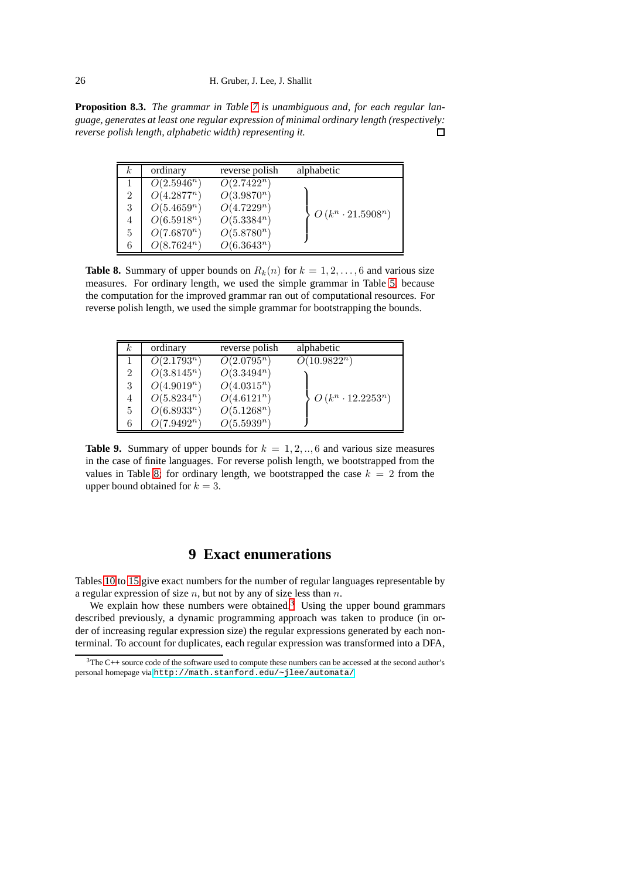**Proposition 8.3.** *The grammar in Table 7 is unambiguous and, for each regular language, generates at least one regular expression of minimal ordinary length (respectively: reverse polish length, alphabetic width) representing it.* □

| $k$ | ordinary | reverse polish | alphabetic |
|---|---|---|---|
| 1 | $O(2.5946^n)$ | $O(2.7422^n)$ | |
| 2 | $O(4.2877^n)$ | $O(3.9870^n)$ | |
| 3 | $O(5.4659^n)$ | $O(4.7229^n)$ | $O(k^n \cdot 21.5908^n)$ (for $k = 2, \ldots, 6$) |
| 4 | $O(6.5918^n)$ | $O(5.3384^n)$ | |
| 5 | $O(7.6870^n)$ | $O(5.8780^n)$ | |
| 6 | $O(8.7624^n)$ | $O(6.3643^n)$ | |

**Table 8.** Summary of upper bounds on $R_k(n)$ for $k = 1, 2, \ldots, 6$ and various size measures. For ordinary length, we used the simple grammar in Table 5, because the computation for the improved grammar ran out of computational resources. For reverse polish length, we used the simple grammar for bootstrapping the bounds.

| $k$ | ordinary | reverse polish | alphabetic |
|---|---|---|---|
| 1 | $O(2.1793^n)$ | $O(2.0795^n)$ | $O(10.9822^n)$ |
| 2 | $O(3.8145^n)$ | $O(3.3494^n)$ | |
| 3 | $O(4.9019^n)$ | $O(4.0315^n)$ | |
| 4 | $O(5.8234^n)$ | $O(4.6121^n)$ | $O(k^n \cdot 12.2253^n)$ (for $k = 2, \ldots, 6$) |
| 5 | $O(6.8933^n)$ | $O(5.1268^n)$ | |
| 6 | $O(7.9492^n)$ | $O(5.5939^n)$ | |

**Table 9.** Summary of upper bounds for $k = 1, 2, .., 6$ and various size measures in the case of finite languages. For reverse polish length, we bootstrapped from the values in Table 8; for ordinary length, we bootstrapped the case $k = 2$ from the upper bound obtained for $k = 3$.

# 9 Exact enumerations

Tables 10 to 15 give exact numbers for the number of regular languages representable by a regular expression of size $n$, but not by any of size less than $n$.

We explain how these numbers were obtained.[3] Using the upper bound grammars described previously, a dynamic programming approach was taken to produce (in order of increasing regular expression size) the regular expressions generated by each nonterminal. To account for duplicates, each regular expression was transformed into a DFA,

[3] The C++ source code of the software used to compute these numbers can be accessed at the second author's personal homepage via http://math.stanford.edu/~jlee/automata/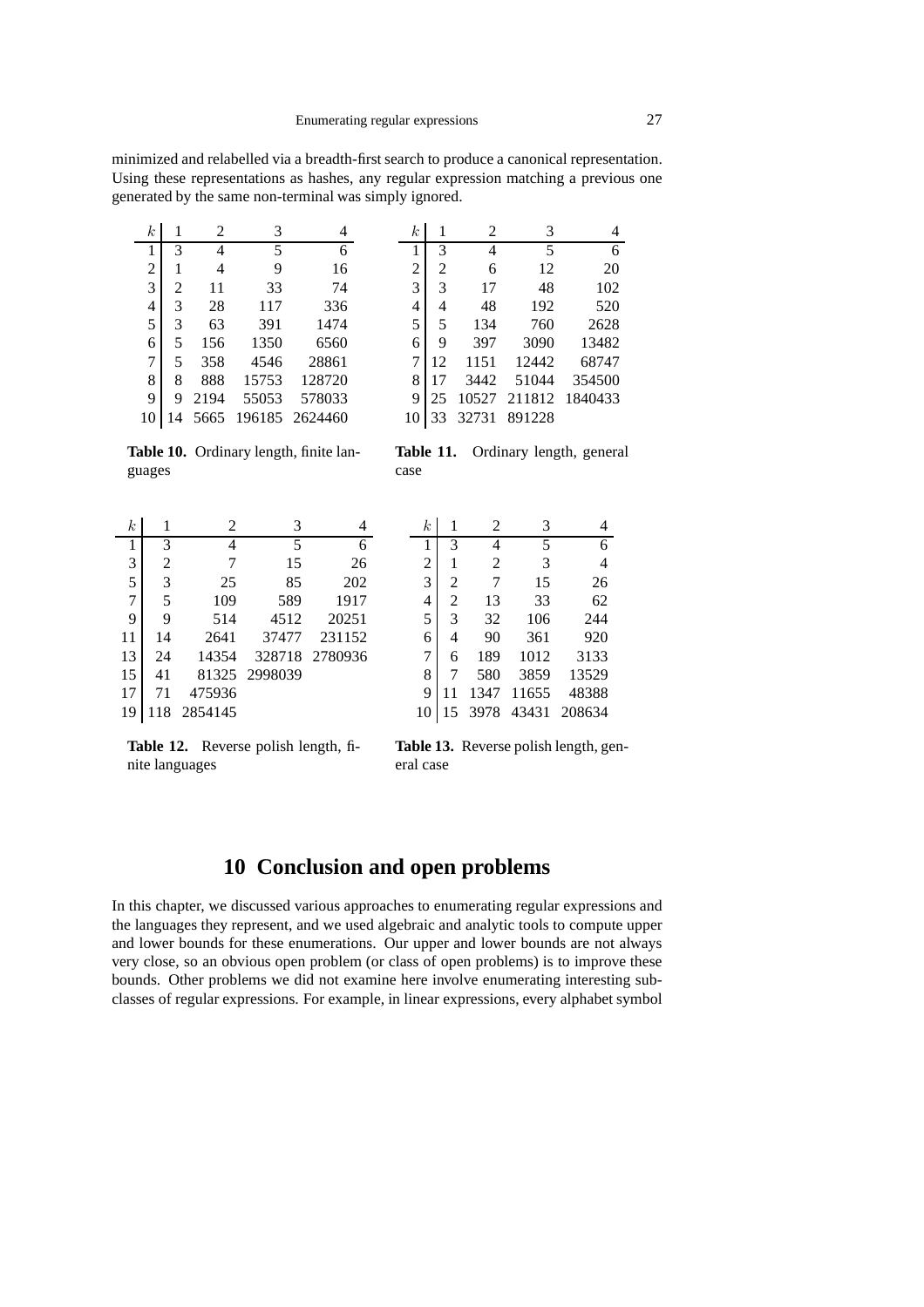minimized and relabelled via a breadth-first search to produce a canonical representation. Using these representations as hashes, any regular expression matching a previous one generated by the same non-terminal was simply ignored.

| $k$ | 1 | 2 | 3 | 4 |
|---|---|---|---|---|
| 1 | 3 | 4 | 5 | 6 |
| 2 | 1 | 4 | 9 | 16 |
| 3 | 2 | 11 | 33 | 74 |
| 4 | 3 | 28 | 117 | 336 |
| 5 | 3 | 63 | 391 | 1474 |
| 6 | 5 | 156 | 1350 | 6560 |
| 7 | 5 | 358 | 4546 | 28861 |
| 8 | 8 | 888 | 15753 | 128720 |
| 9 | 9 | 2194 | 55053 | 578033 |
| 10 | 14 | 5665 | 196185 | 2624460 |

**Table 10.** Ordinary length, finite languages

| $k$ | 1 | 2 | 3 | 4 |
|---|---|---|---|---|
| 1 | 3 | 4 | 5 | 6 |
| 2 | 2 | 6 | 12 | 20 |
| 3 | 3 | 17 | 48 | 102 |
| 4 | 4 | 48 | 192 | 520 |
| 5 | 5 | 134 | 760 | 2628 |
| 6 | 9 | 397 | 3090 | 13482 |
| 7 | 12 | 1151 | 12442 | 68747 |
| 8 | 17 | 3442 | 51044 | 354500 |
| 9 | 25 | 10527 | 211812 | 1840433 |
| 10 | 33 | 32731 | 891228 | |

**Table 11.** Ordinary length, general case

| $k$ | 1 | 2 | 3 | 4 |
|---|---|---|---|---|
| 1 | 3 | 4 | 5 | 6 |
| 3 | 2 | 7 | 15 | 26 |
| 5 | 3 | 25 | 85 | 202 |
| 7 | 5 | 109 | 589 | 1917 |
| 9 | 9 | 514 | 4512 | 20251 |
| 11 | 14 | 2641 | 37477 | 231152 |
| 13 | 24 | 14354 | 328718 | 2780936 |
| 15 | 41 | 81325 | 2998039 | |
| 17 | 71 | 475936 | | |
| 19 | 118 | 2854145 | | |

**Table 12.** Reverse polish length, finite languages

| $k$ | 1 | 2 | 3 | 4 |
|---|---|---|---|---|
| 1 | 3 | 4 | 5 | 6 |
| 2 | 1 | 2 | 3 | 4 |
| 3 | 2 | 7 | 15 | 26 |
| 4 | 2 | 13 | 33 | 62 |
| 5 | 3 | 32 | 106 | 244 |
| 6 | 4 | 90 | 361 | 920 |
| 7 | 6 | 189 | 1012 | 3133 |
| 8 | 7 | 580 | 3859 | 13529 |
| 9 | 11 | 1347 | 11655 | 48388 |
| 10 | 15 | 3978 | 43431 | 208634 |

**Table 13.** Reverse polish length, general case

# 10 Conclusion and open problems

In this chapter, we discussed various approaches to enumerating regular expressions and the languages they represent, and we used algebraic and analytic tools to compute upper and lower bounds for these enumerations. Our upper and lower bounds are not always very close, so an obvious open problem (or class of open problems) is to improve these bounds. Other problems we did not examine here involve enumerating interesting subclasses of regular expressions. For example, in linear expressions, every alphabet symbol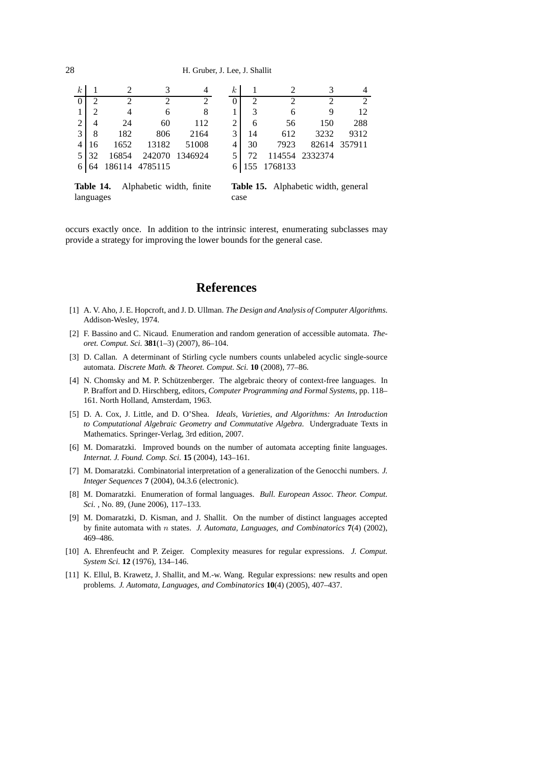| $k$ | 1 | 2 | 3 | 4 |
|---|---|---|---|---|
| 0 | 2 | 2 | 2 | 2 |
| 1 | 2 | 4 | 6 | 8 |
| 2 | 4 | 24 | 60 | 112 |
| 3 | 8 | 182 | 806 | 2164 |
| 4 | 16 | 1652 | 13182 | 51008 |
| 5 | 32 | 16854 | 242070 | 1346924 |
| 6 | 64 | 186114 | 4785115 | |

**Table 14.** Alphabetic width, finite languages

| $k$ | 1 | 2 | 3 | 4 |
|---|---|---|---|---|
| 0 | 2 | 2 | 2 | 2 |
| 1 | 3 | 6 | 9 | 12 |
| 2 | 6 | 56 | 150 | 288 |
| 3 | 14 | 612 | 3232 | 9312 |
| 4 | 30 | 7923 | 82614 | 357911 |
| 5 | 72 | 114554 | 2332374 | |
| 6 | 155 | 1768133 | | |

**Table 15.** Alphabetic width, general case

occurs exactly once. In addition to the intrinsic interest, enumerating subclasses may provide a strategy for improving the lower bounds for the general case.

# References

[1] A. V. Aho, J. E. Hopcroft, and J. D. Ullman. *The Design and Analysis of Computer Algorithms*. Addison-Wesley, 1974.

[2] F. Bassino and C. Nicaud. Enumeration and random generation of accessible automata. *Theoret. Comput. Sci.* **381**(1–3) (2007), 86–104.

[3] D. Callan. A determinant of Stirling cycle numbers counts unlabeled acyclic single-source automata. *Discrete Math. & Theoret. Comput. Sci.* **10** (2008), 77–86.

[4] N. Chomsky and M. P. Schützenberger. The algebraic theory of context-free languages. In P. Braffort and D. Hirschberg, editors, *Computer Programming and Formal Systems*, pp. 118–161. North Holland, Amsterdam, 1963.

[5] D. A. Cox, J. Little, and D. O'Shea. *Ideals, Varieties, and Algorithms: An Introduction to Computational Algebraic Geometry and Commutative Algebra*. Undergraduate Texts in Mathematics. Springer-Verlag, 3rd edition, 2007.

[6] M. Domaratzki. Improved bounds on the number of automata accepting finite languages. *Internat. J. Found. Comp. Sci.* **15** (2004), 143–161.

[7] M. Domaratzki. Combinatorial interpretation of a generalization of the Genocchi numbers. *J. Integer Sequences* **7** (2004), 04.3.6 (electronic).

[8] M. Domaratzki. Enumeration of formal languages. *Bull. European Assoc. Theor. Comput. Sci.* , No. 89, (June 2006), 117–133.

[9] M. Domaratzki, D. Kisman, and J. Shallit. On the number of distinct languages accepted by finite automata with $n$ states. *J. Automata, Languages, and Combinatorics* **7**(4) (2002), 469–486.

[10] A. Ehrenfeucht and P. Zeiger. Complexity measures for regular expressions. *J. Comput. System Sci.* **12** (1976), 134–146.

[11] K. Ellul, B. Krawetz, J. Shallit, and M.-w. Wang. Regular expressions: new results and open problems. *J. Automata, Languages, and Combinatorics* **10**(4) (2005), 407–437.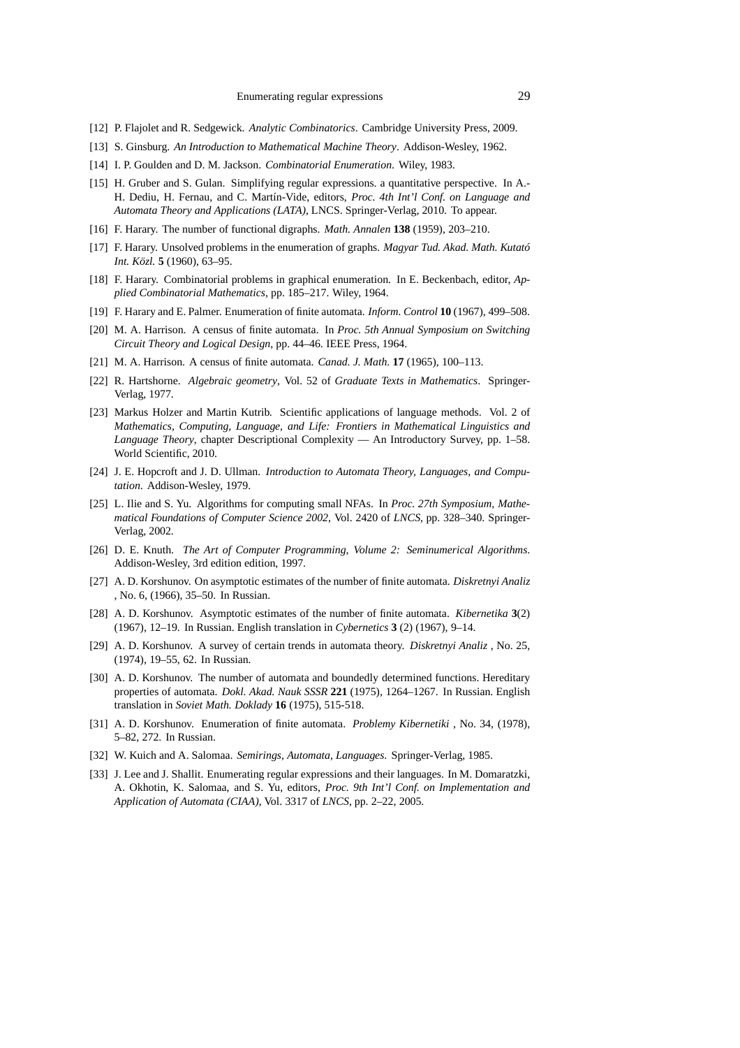[12] P. Flajolet and R. Sedgewick. *Analytic Combinatorics*. Cambridge University Press, 2009.

[13] S. Ginsburg. *An Introduction to Mathematical Machine Theory*. Addison-Wesley, 1962.

[14] I. P. Goulden and D. M. Jackson. *Combinatorial Enumeration*. Wiley, 1983.

[15] H. Gruber and S. Gulan. Simplifying regular expressions. a quantitative perspective. In A.-H. Dediu, H. Fernau, and C. Martín-Vide, editors, *Proc. 4th Int'l Conf. on Language and Automata Theory and Applications (LATA)*, LNCS. Springer-Verlag, 2010. To appear.

[16] F. Harary. The number of functional digraphs. *Math. Annalen* **138** (1959), 203–210.

[17] F. Harary. Unsolved problems in the enumeration of graphs. *Magyar Tud. Akad. Math. Kutató Int. Közl.* **5** (1960), 63–95.

[18] F. Harary. Combinatorial problems in graphical enumeration. In E. Beckenbach, editor, *Applied Combinatorial Mathematics*, pp. 185–217. Wiley, 1964.

[19] F. Harary and E. Palmer. Enumeration of finite automata. *Inform. Control* **10** (1967), 499–508.

[20] M. A. Harrison. A census of finite automata. In *Proc. 5th Annual Symposium on Switching Circuit Theory and Logical Design*, pp. 44–46. IEEE Press, 1964.

[21] M. A. Harrison. A census of finite automata. *Canad. J. Math.* **17** (1965), 100–113.

[22] R. Hartshorne. *Algebraic geometry*, Vol. 52 of *Graduate Texts in Mathematics*. Springer-Verlag, 1977.

[23] Markus Holzer and Martin Kutrib. Scientific applications of language methods. Vol. 2 of *Mathematics, Computing, Language, and Life: Frontiers in Mathematical Linguistics and Language Theory*, chapter Descriptional Complexity — An Introductory Survey, pp. 1–58. World Scientific, 2010.

[24] J. E. Hopcroft and J. D. Ullman. *Introduction to Automata Theory, Languages, and Computation*. Addison-Wesley, 1979.

[25] L. Ilie and S. Yu. Algorithms for computing small NFAs. In *Proc. 27th Symposium, Mathematical Foundations of Computer Science 2002*, Vol. 2420 of *LNCS*, pp. 328–340. Springer-Verlag, 2002.

[26] D. E. Knuth. *The Art of Computer Programming, Volume 2: Seminumerical Algorithms*. Addison-Wesley, 3rd edition edition, 1997.

[27] A. D. Korshunov. On asymptotic estimates of the number of finite automata. *Diskretnyi Analiz* , No. 6, (1966), 35–50. In Russian.

[28] A. D. Korshunov. Asymptotic estimates of the number of finite automata. *Kibernetika* **3**(2) (1967), 12–19. In Russian. English translation in *Cybernetics* **3** (2) (1967), 9–14.

[29] A. D. Korshunov. A survey of certain trends in automata theory. *Diskretnyi Analiz* , No. 25, (1974), 19–55, 62. In Russian.

[30] A. D. Korshunov. The number of automata and boundedly determined functions. Hereditary properties of automata. *Dokl. Akad. Nauk SSSR* **221** (1975), 1264–1267. In Russian. English translation in *Soviet Math. Doklady* **16** (1975), 515-518.

[31] A. D. Korshunov. Enumeration of finite automata. *Problemy Kibernetiki* , No. 34, (1978), 5–82, 272. In Russian.

[32] W. Kuich and A. Salomaa. *Semirings, Automata, Languages*. Springer-Verlag, 1985.

[33] J. Lee and J. Shallit. Enumerating regular expressions and their languages. In M. Domaratzki, A. Okhotin, K. Salomaa, and S. Yu, editors, *Proc. 9th Int'l Conf. on Implementation and Application of Automata (CIAA)*, Vol. 3317 of *LNCS*, pp. 2–22, 2005.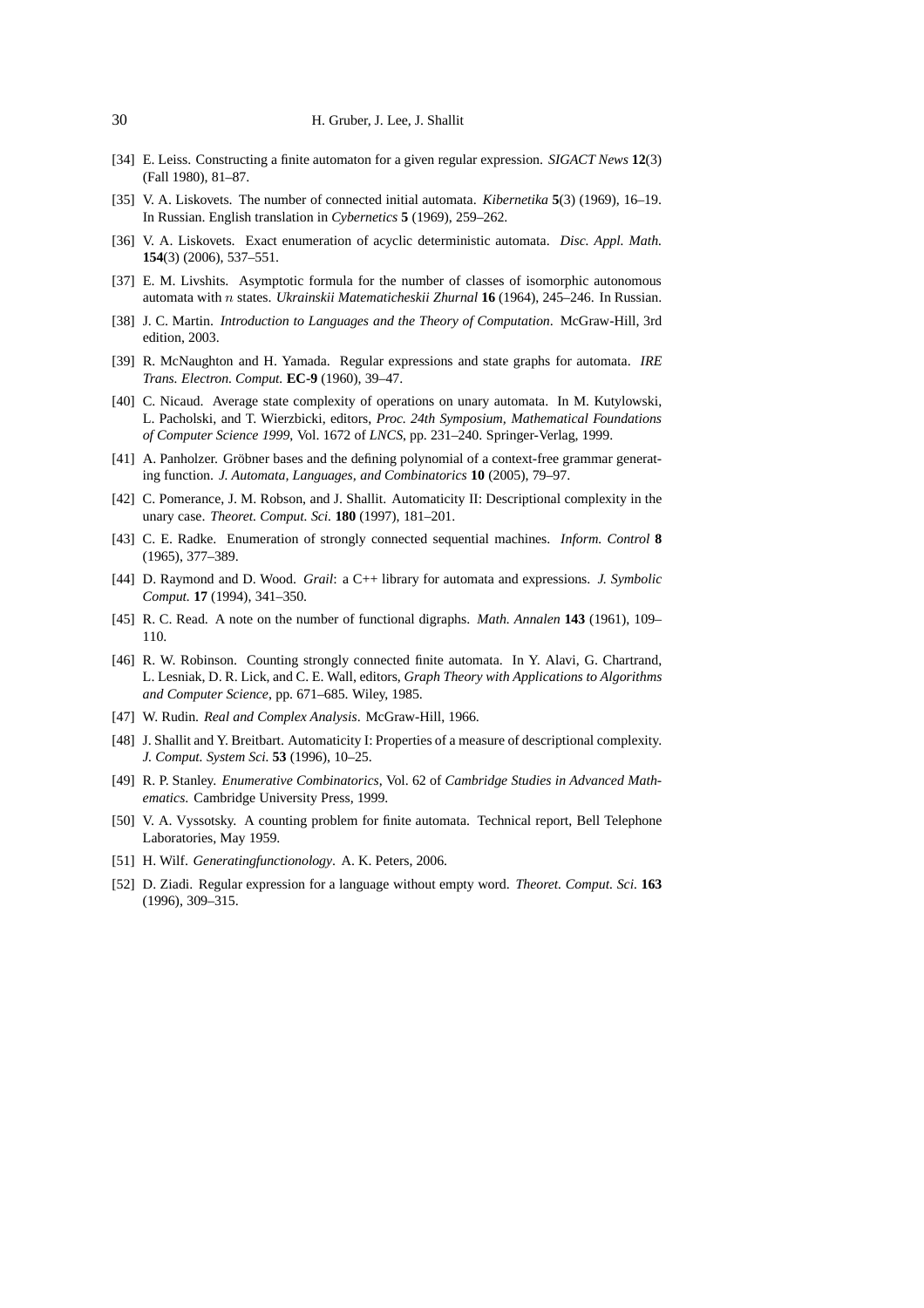[34] E. Leiss. Constructing a finite automaton for a given regular expression. *SIGACT News* **12**(3) (Fall 1980), 81–87.

[35] V. A. Liskovets. The number of connected initial automata. *Kibernetika* **5**(3) (1969), 16–19. In Russian. English translation in *Cybernetics* **5** (1969), 259–262.

[36] V. A. Liskovets. Exact enumeration of acyclic deterministic automata. *Disc. Appl. Math.* **154**(3) (2006), 537–551.

[37] E. M. Livshits. Asymptotic formula for the number of classes of isomorphic autonomous automata with $n$ states. *Ukrainskii Matematicheskii Zhurnal* **16** (1964), 245–246. In Russian.

[38] J. C. Martin. *Introduction to Languages and the Theory of Computation*. McGraw-Hill, 3rd edition, 2003.

[39] R. McNaughton and H. Yamada. Regular expressions and state graphs for automata. *IRE Trans. Electron. Comput.* **EC-9** (1960), 39–47.

[40] C. Nicaud. Average state complexity of operations on unary automata. In M. Kutylowski, L. Pacholski, and T. Wierzbicki, editors, *Proc. 24th Symposium, Mathematical Foundations of Computer Science 1999*, Vol. 1672 of *LNCS*, pp. 231–240. Springer-Verlag, 1999.

[41] A. Panholzer. Gröbner bases and the defining polynomial of a context-free grammar generating function. *J. Automata, Languages, and Combinatorics* **10** (2005), 79–97.

[42] C. Pomerance, J. M. Robson, and J. Shallit. Automaticity II: Descriptional complexity in the unary case. *Theoret. Comput. Sci.* **180** (1997), 181–201.

[43] C. E. Radke. Enumeration of strongly connected sequential machines. *Inform. Control* **8** (1965), 377–389.

[44] D. Raymond and D. Wood. *Grail*: a C++ library for automata and expressions. *J. Symbolic Comput.* **17** (1994), 341–350.

[45] R. C. Read. A note on the number of functional digraphs. *Math. Annalen* **143** (1961), 109–110.

[46] R. W. Robinson. Counting strongly connected finite automata. In Y. Alavi, G. Chartrand, L. Lesniak, D. R. Lick, and C. E. Wall, editors, *Graph Theory with Applications to Algorithms and Computer Science*, pp. 671–685. Wiley, 1985.

[47] W. Rudin. *Real and Complex Analysis*. McGraw-Hill, 1966.

[48] J. Shallit and Y. Breitbart. Automaticity I: Properties of a measure of descriptional complexity. *J. Comput. System Sci.* **53** (1996), 10–25.

[49] R. P. Stanley. *Enumerative Combinatorics*, Vol. 62 of *Cambridge Studies in Advanced Mathematics*. Cambridge University Press, 1999.

[50] V. A. Vyssotsky. A counting problem for finite automata. Technical report, Bell Telephone Laboratories, May 1959.

[51] H. Wilf. *Generatingfunctionology*. A. K. Peters, 2006.

[52] D. Ziadi. Regular expression for a language without empty word. *Theoret. Comput. Sci.* **163** (1996), 309–315.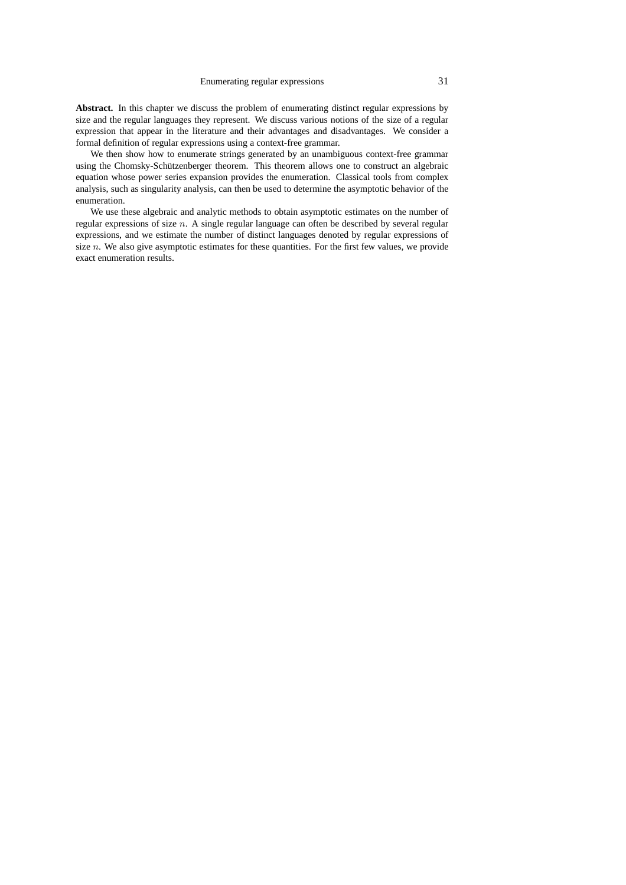**Abstract.** In this chapter we discuss the problem of enumerating distinct regular expressions by size and the regular languages they represent. We discuss various notions of the size of a regular expression that appear in the literature and their advantages and disadvantages. We consider a formal definition of regular expressions using a context-free grammar.

We then show how to enumerate strings generated by an unambiguous context-free grammar using the Chomsky-Schützenberger theorem. This theorem allows one to construct an algebraic equation whose power series expansion provides the enumeration. Classical tools from complex analysis, such as singularity analysis, can then be used to determine the asymptotic behavior of the enumeration.

We use these algebraic and analytic methods to obtain asymptotic estimates on the number of regular expressions of size $n$. A single regular language can often be described by several regular expressions, and we estimate the number of distinct languages denoted by regular expressions of size $n$. We also give asymptotic estimates for these quantities. For the first few values, we provide exact enumeration results.